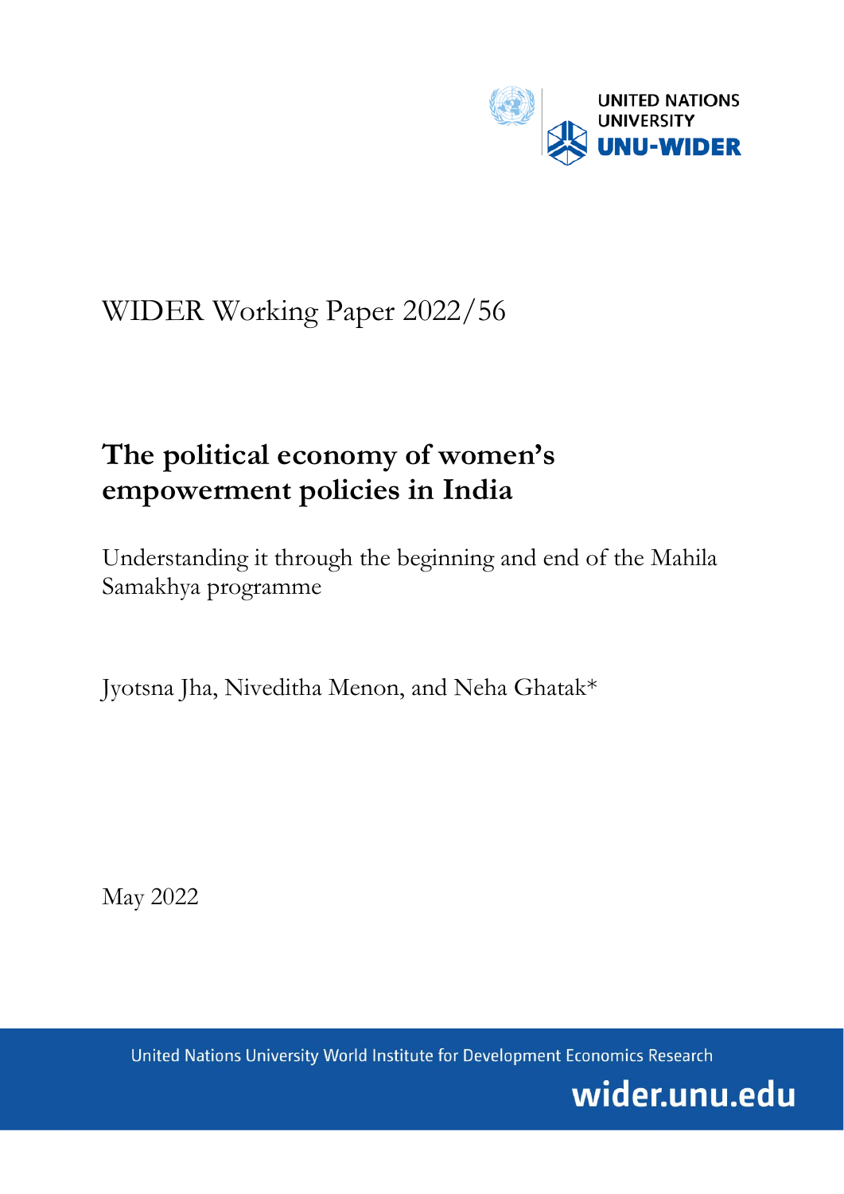UNITED NATIONS UNIVERSITY
UNU-WIDER

WIDER Working Paper 2022/56

# The political economy of women's empowerment policies in India

Understanding it through the beginning and end of the Mahila Samakhya programme

Jyotsna Jha, Niveditha Menon, and Neha Ghatak*

May 2022

United Nations University World Institute for Development Economics Research

wider.unu.edu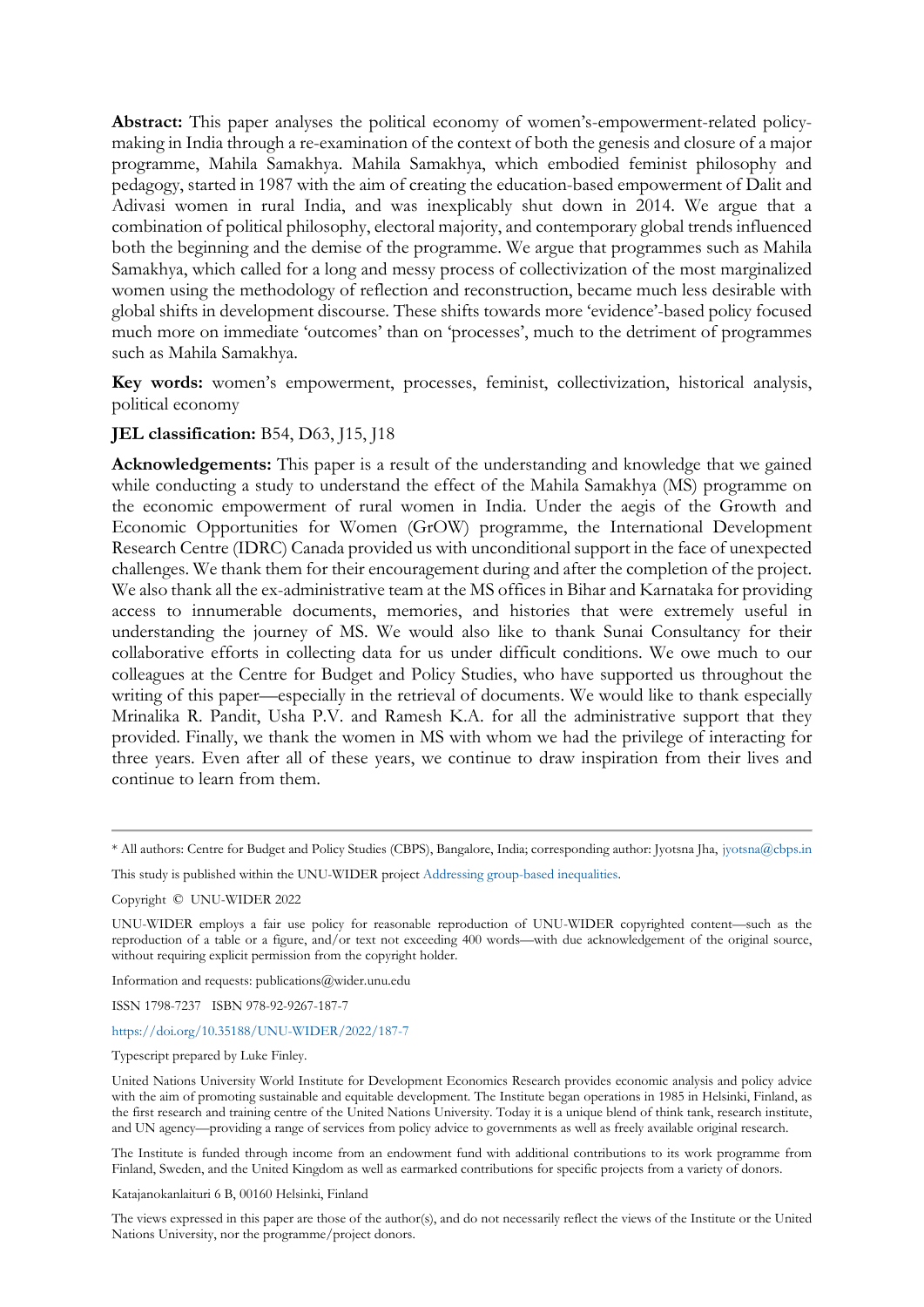**Abstract:** This paper analyses the political economy of women's-empowerment-related policy-making in India through a re-examination of the context of both the genesis and closure of a major programme, Mahila Samakhya. Mahila Samakhya, which embodied feminist philosophy and pedagogy, started in 1987 with the aim of creating the education-based empowerment of Dalit and Adivasi women in rural India, and was inexplicably shut down in 2014. We argue that a combination of political philosophy, electoral majority, and contemporary global trends influenced both the beginning and the demise of the programme. We argue that programmes such as Mahila Samakhya, which called for a long and messy process of collectivization of the most marginalized women using the methodology of reflection and reconstruction, became much less desirable with global shifts in development discourse. These shifts towards more 'evidence'-based policy focused much more on immediate 'outcomes' than on 'processes', much to the detriment of programmes such as Mahila Samakhya.

**Key words:** women's empowerment, processes, feminist, collectivization, historical analysis, political economy

**JEL classification:** B54, D63, J15, J18

**Acknowledgements:** This paper is a result of the understanding and knowledge that we gained while conducting a study to understand the effect of the Mahila Samakhya (MS) programme on the economic empowerment of rural women in India. Under the aegis of the Growth and Economic Opportunities for Women (GrOW) programme, the International Development Research Centre (IDRC) Canada provided us with unconditional support in the face of unexpected challenges. We thank them for their encouragement during and after the completion of the project. We also thank all the ex-administrative team at the MS offices in Bihar and Karnataka for providing access to innumerable documents, memories, and histories that were extremely useful in understanding the journey of MS. We would also like to thank Sunai Consultancy for their collaborative efforts in collecting data for us under difficult conditions. We owe much to our colleagues at the Centre for Budget and Policy Studies, who have supported us throughout the writing of this paper—especially in the retrieval of documents. We would like to thank especially Mrinalika R. Pandit, Usha P.V. and Ramesh K.A. for all the administrative support that they provided. Finally, we thank the women in MS with whom we had the privilege of interacting for three years. Even after all of these years, we continue to draw inspiration from their lives and continue to learn from them.

---

\* All authors: Centre for Budget and Policy Studies (CBPS), Bangalore, India; corresponding author: Jyotsna Jha, jyotsna@cbps.in

This study is published within the UNU-WIDER project Addressing group-based inequalities.

Copyright © UNU-WIDER 2022

UNU-WIDER employs a fair use policy for reasonable reproduction of UNU-WIDER copyrighted content—such as the reproduction of a table or a figure, and/or text not exceeding 400 words—with due acknowledgement of the original source, without requiring explicit permission from the copyright holder.

Information and requests: publications@wider.unu.edu

ISSN 1798-7237 ISBN 978-92-9267-187-7

https://doi.org/10.35188/UNU-WIDER/2022/187-7

Typescript prepared by Luke Finley.

United Nations University World Institute for Development Economics Research provides economic analysis and policy advice with the aim of promoting sustainable and equitable development. The Institute began operations in 1985 in Helsinki, Finland, as the first research and training centre of the United Nations University. Today it is a unique blend of think tank, research institute, and UN agency—providing a range of services from policy advice to governments as well as freely available original research.

The Institute is funded through income from an endowment fund with additional contributions to its work programme from Finland, Sweden, and the United Kingdom as well as earmarked contributions for specific projects from a variety of donors.

Katajanokanlaituri 6 B, 00160 Helsinki, Finland

The views expressed in this paper are those of the author(s), and do not necessarily reflect the views of the Institute or the United Nations University, nor the programme/project donors.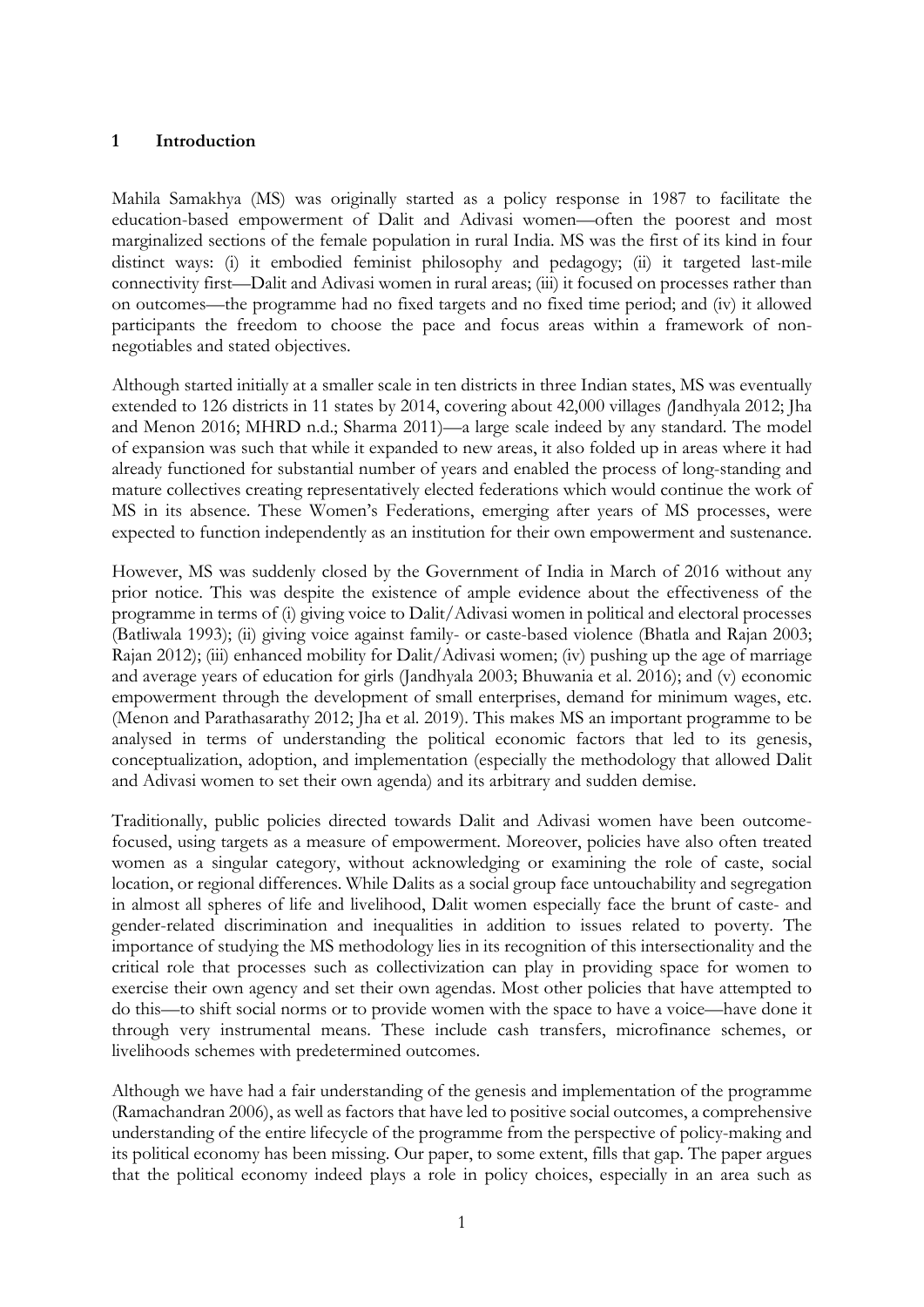# 1 Introduction

Mahila Samakhya (MS) was originally started as a policy response in 1987 to facilitate the education-based empowerment of Dalit and Adivasi women—often the poorest and most marginalized sections of the female population in rural India. MS was the first of its kind in four distinct ways: (i) it embodied feminist philosophy and pedagogy; (ii) it targeted last-mile connectivity first—Dalit and Adivasi women in rural areas; (iii) it focused on processes rather than on outcomes—the programme had no fixed targets and no fixed time period; and (iv) it allowed participants the freedom to choose the pace and focus areas within a framework of non-negotiables and stated objectives.

Although started initially at a smaller scale in ten districts in three Indian states, MS was eventually extended to 126 districts in 11 states by 2014, covering about 42,000 villages (Jandhyala 2012; Jha and Menon 2016; MHRD n.d.; Sharma 2011)—a large scale indeed by any standard. The model of expansion was such that while it expanded to new areas, it also folded up in areas where it had already functioned for substantial number of years and enabled the process of long-standing and mature collectives creating representatively elected federations which would continue the work of MS in its absence. These Women's Federations, emerging after years of MS processes, were expected to function independently as an institution for their own empowerment and sustenance.

However, MS was suddenly closed by the Government of India in March of 2016 without any prior notice. This was despite the existence of ample evidence about the effectiveness of the programme in terms of (i) giving voice to Dalit/Adivasi women in political and electoral processes (Batliwala 1993); (ii) giving voice against family- or caste-based violence (Bhatla and Rajan 2003; Rajan 2012); (iii) enhanced mobility for Dalit/Adivasi women; (iv) pushing up the age of marriage and average years of education for girls (Jandhyala 2003; Bhuwania et al. 2016); and (v) economic empowerment through the development of small enterprises, demand for minimum wages, etc. (Menon and Parathasarathy 2012; Jha et al. 2019). This makes MS an important programme to be analysed in terms of understanding the political economic factors that led to its genesis, conceptualization, adoption, and implementation (especially the methodology that allowed Dalit and Adivasi women to set their own agenda) and its arbitrary and sudden demise.

Traditionally, public policies directed towards Dalit and Adivasi women have been outcome-focused, using targets as a measure of empowerment. Moreover, policies have also often treated women as a singular category, without acknowledging or examining the role of caste, social location, or regional differences. While Dalits as a social group face untouchability and segregation in almost all spheres of life and livelihood, Dalit women especially face the brunt of caste- and gender-related discrimination and inequalities in addition to issues related to poverty. The importance of studying the MS methodology lies in its recognition of this intersectionality and the critical role that processes such as collectivization can play in providing space for women to exercise their own agency and set their own agendas. Most other policies that have attempted to do this—to shift social norms or to provide women with the space to have a voice—have done it through very instrumental means. These include cash transfers, microfinance schemes, or livelihoods schemes with predetermined outcomes.

Although we have had a fair understanding of the genesis and implementation of the programme (Ramachandran 2006), as well as factors that have led to positive social outcomes, a comprehensive understanding of the entire lifecycle of the programme from the perspective of policy-making and its political economy has been missing. Our paper, to some extent, fills that gap. The paper argues that the political economy indeed plays a role in policy choices, especially in an area such as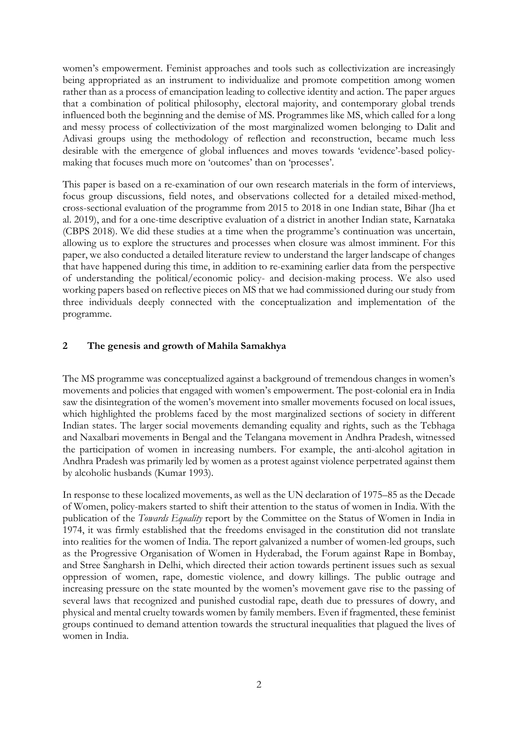women's empowerment. Feminist approaches and tools such as collectivization are increasingly being appropriated as an instrument to individualize and promote competition among women rather than as a process of emancipation leading to collective identity and action. The paper argues that a combination of political philosophy, electoral majority, and contemporary global trends influenced both the beginning and the demise of MS. Programmes like MS, which called for a long and messy process of collectivization of the most marginalized women belonging to Dalit and Adivasi groups using the methodology of reflection and reconstruction, became much less desirable with the emergence of global influences and moves towards 'evidence'-based policy-making that focuses much more on 'outcomes' than on 'processes'.

This paper is based on a re-examination of our own research materials in the form of interviews, focus group discussions, field notes, and observations collected for a detailed mixed-method, cross-sectional evaluation of the programme from 2015 to 2018 in one Indian state, Bihar (Jha et al. 2019), and for a one-time descriptive evaluation of a district in another Indian state, Karnataka (CBPS 2018). We did these studies at a time when the programme's continuation was uncertain, allowing us to explore the structures and processes when closure was almost imminent. For this paper, we also conducted a detailed literature review to understand the larger landscape of changes that have happened during this time, in addition to re-examining earlier data from the perspective of understanding the political/economic policy- and decision-making process. We also used working papers based on reflective pieces on MS that we had commissioned during our study from three individuals deeply connected with the conceptualization and implementation of the programme.

## 2 The genesis and growth of Mahila Samakhya

The MS programme was conceptualized against a background of tremendous changes in women's movements and policies that engaged with women's empowerment. The post-colonial era in India saw the disintegration of the women's movement into smaller movements focused on local issues, which highlighted the problems faced by the most marginalized sections of society in different Indian states. The larger social movements demanding equality and rights, such as the Tebhaga and Naxalbari movements in Bengal and the Telangana movement in Andhra Pradesh, witnessed the participation of women in increasing numbers. For example, the anti-alcohol agitation in Andhra Pradesh was primarily led by women as a protest against violence perpetrated against them by alcoholic husbands (Kumar 1993).

In response to these localized movements, as well as the UN declaration of 1975–85 as the Decade of Women, policy-makers started to shift their attention to the status of women in India. With the publication of the *Towards Equality* report by the Committee on the Status of Women in India in 1974, it was firmly established that the freedoms envisaged in the constitution did not translate into realities for the women of India. The report galvanized a number of women-led groups, such as the Progressive Organisation of Women in Hyderabad, the Forum against Rape in Bombay, and Stree Sangharsh in Delhi, which directed their action towards pertinent issues such as sexual oppression of women, rape, domestic violence, and dowry killings. The public outrage and increasing pressure on the state mounted by the women's movement gave rise to the passing of several laws that recognized and punished custodial rape, death due to pressures of dowry, and physical and mental cruelty towards women by family members. Even if fragmented, these feminist groups continued to demand attention towards the structural inequalities that plagued the lives of women in India.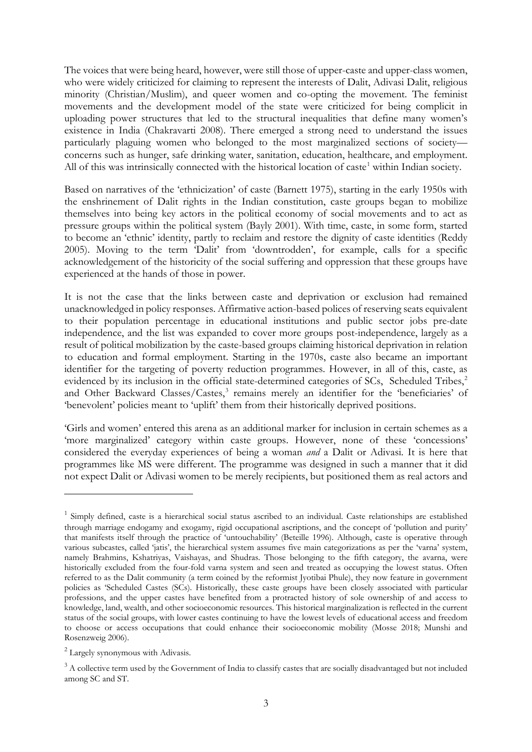The voices that were being heard, however, were still those of upper-caste and upper-class women, who were widely criticized for claiming to represent the interests of Dalit, Adivasi Dalit, religious minority (Christian/Muslim), and queer women and co-opting the movement. The feminist movements and the development model of the state were criticized for being complicit in uploading power structures that led to the structural inequalities that define many women's existence in India (Chakravarti 2008). There emerged a strong need to understand the issues particularly plaguing women who belonged to the most marginalized sections of society—concerns such as hunger, safe drinking water, sanitation, education, healthcare, and employment. All of this was intrinsically connected with the historical location of caste[1] within Indian society.

Based on narratives of the 'ethnicization' of caste (Barnett 1975), starting in the early 1950s with the enshrinement of Dalit rights in the Indian constitution, caste groups began to mobilize themselves into being key actors in the political economy of social movements and to act as pressure groups within the political system (Bayly 2001). With time, caste, in some form, started to become an 'ethnic' identity, partly to reclaim and restore the dignity of caste identities (Reddy 2005). Moving to the term 'Dalit' from 'downtrodden', for example, calls for a specific acknowledgement of the historicity of the social suffering and oppression that these groups have experienced at the hands of those in power.

It is not the case that the links between caste and deprivation or exclusion had remained unacknowledged in policy responses. Affirmative action-based polices of reserving seats equivalent to their population percentage in educational institutions and public sector jobs pre-date independence, and the list was expanded to cover more groups post-independence, largely as a result of political mobilization by the caste-based groups claiming historical deprivation in relation to education and formal employment. Starting in the 1970s, caste also became an important identifier for the targeting of poverty reduction programmes. However, in all of this, caste, as evidenced by its inclusion in the official state-determined categories of SCs, Scheduled Tribes,[2] and Other Backward Classes/Castes,[3] remains merely an identifier for the 'beneficiaries' of 'benevolent' policies meant to 'uplift' them from their historically deprived positions.

'Girls and women' entered this arena as an additional marker for inclusion in certain schemes as a 'more marginalized' category within caste groups. However, none of these 'concessions' considered the everyday experiences of being a woman *and* a Dalit or Adivasi. It is here that programmes like MS were different. The programme was designed in such a manner that it did not expect Dalit or Adivasi women to be merely recipients, but positioned them as real actors and

---

[1] Simply defined, caste is a hierarchical social status ascribed to an individual. Caste relationships are established through marriage endogamy and exogamy, rigid occupational ascriptions, and the concept of 'pollution and purity' that manifests itself through the practice of 'untouchability' (Beteille 1996). Although, caste is operative through various subcastes, called 'jatis', the hierarchical system assumes five main categorizations as per the 'varna' system, namely Brahmins, Kshatriyas, Vaishayas, and Shudras. Those belonging to the fifth category, the avarna, were historically excluded from the four-fold varna system and seen and treated as occupying the lowest status. Often referred to as the Dalit community (a term coined by the reformist Jyotibai Phule), they now feature in government policies as 'Scheduled Castes (SCs). Historically, these caste groups have been closely associated with particular professions, and the upper castes have benefited from a protracted history of sole ownership of and access to knowledge, land, wealth, and other socioeconomic resources. This historical marginalization is reflected in the current status of the social groups, with lower castes continuing to have the lowest levels of educational access and freedom to choose or access occupations that could enhance their socioeconomic mobility (Mosse 2018; Munshi and Rosenzweig 2006).

[2] Largely synonymous with Adivasis.

[3] A collective term used by the Government of India to classify castes that are socially disadvantaged but not included among SC and ST.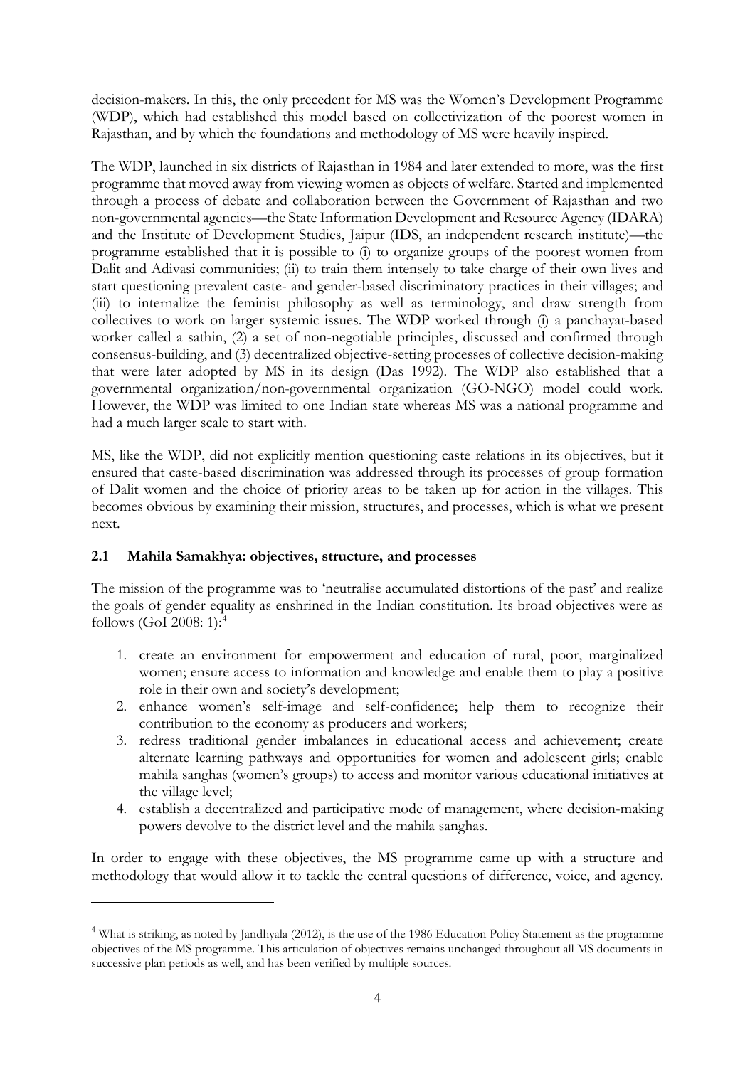decision-makers. In this, the only precedent for MS was the Women's Development Programme (WDP), which had established this model based on collectivization of the poorest women in Rajasthan, and by which the foundations and methodology of MS were heavily inspired.

The WDP, launched in six districts of Rajasthan in 1984 and later extended to more, was the first programme that moved away from viewing women as objects of welfare. Started and implemented through a process of debate and collaboration between the Government of Rajasthan and two non-governmental agencies—the State Information Development and Resource Agency (IDARA) and the Institute of Development Studies, Jaipur (IDS, an independent research institute)—the programme established that it is possible to (i) to organize groups of the poorest women from Dalit and Adivasi communities; (ii) to train them intensely to take charge of their own lives and start questioning prevalent caste- and gender-based discriminatory practices in their villages; and (iii) to internalize the feminist philosophy as well as terminology, and draw strength from collectives to work on larger systemic issues. The WDP worked through (i) a panchayat-based worker called a sathin, (2) a set of non-negotiable principles, discussed and confirmed through consensus-building, and (3) decentralized objective-setting processes of collective decision-making that were later adopted by MS in its design (Das 1992). The WDP also established that a governmental organization/non-governmental organization (GO-NGO) model could work. However, the WDP was limited to one Indian state whereas MS was a national programme and had a much larger scale to start with.

MS, like the WDP, did not explicitly mention questioning caste relations in its objectives, but it ensured that caste-based discrimination was addressed through its processes of group formation of Dalit women and the choice of priority areas to be taken up for action in the villages. This becomes obvious by examining their mission, structures, and processes, which is what we present next.

## 2.1 Mahila Samakhya: objectives, structure, and processes

The mission of the programme was to 'neutralise accumulated distortions of the past' and realize the goals of gender equality as enshrined in the Indian constitution. Its broad objectives were as follows (GoI 2008: 1):[4]

1. create an environment for empowerment and education of rural, poor, marginalized women; ensure access to information and knowledge and enable them to play a positive role in their own and society's development;
2. enhance women's self-image and self-confidence; help them to recognize their contribution to the economy as producers and workers;
3. redress traditional gender imbalances in educational access and achievement; create alternate learning pathways and opportunities for women and adolescent girls; enable mahila sanghas (women's groups) to access and monitor various educational initiatives at the village level;
4. establish a decentralized and participative mode of management, where decision-making powers devolve to the district level and the mahila sanghas.

In order to engage with these objectives, the MS programme came up with a structure and methodology that would allow it to tackle the central questions of difference, voice, and agency.

---

[4] What is striking, as noted by Jandhyala (2012), is the use of the 1986 Education Policy Statement as the programme objectives of the MS programme. This articulation of objectives remains unchanged throughout all MS documents in successive plan periods as well, and has been verified by multiple sources.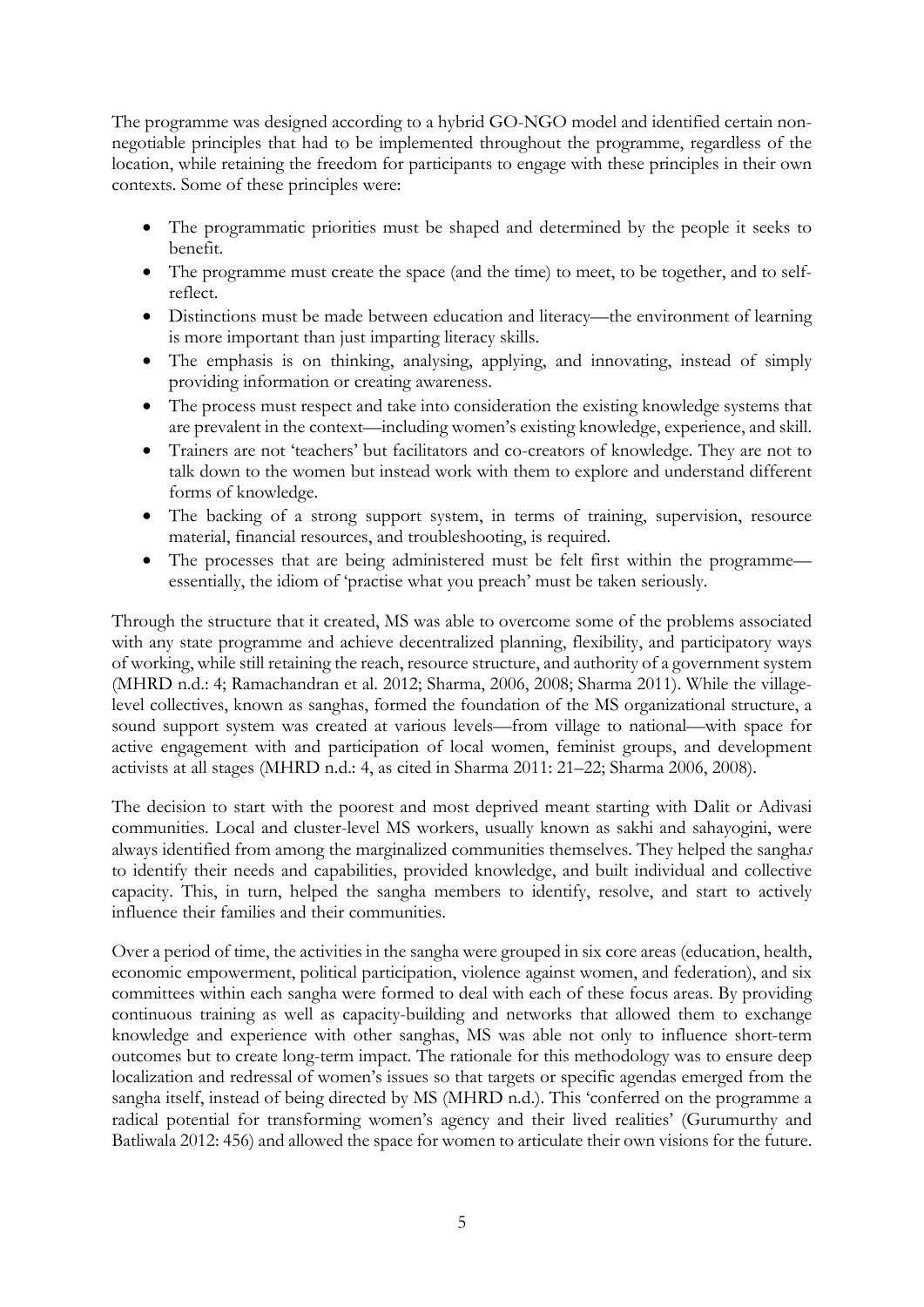The programme was designed according to a hybrid GO-NGO model and identified certain non-negotiable principles that had to be implemented throughout the programme, regardless of the location, while retaining the freedom for participants to engage with these principles in their own contexts. Some of these principles were:

- The programmatic priorities must be shaped and determined by the people it seeks to benefit.
- The programme must create the space (and the time) to meet, to be together, and to self-reflect.
- Distinctions must be made between education and literacy—the environment of learning is more important than just imparting literacy skills.
- The emphasis is on thinking, analysing, applying, and innovating, instead of simply providing information or creating awareness.
- The process must respect and take into consideration the existing knowledge systems that are prevalent in the context—including women's existing knowledge, experience, and skill.
- Trainers are not 'teachers' but facilitators and co-creators of knowledge. They are not to talk down to the women but instead work with them to explore and understand different forms of knowledge.
- The backing of a strong support system, in terms of training, supervision, resource material, financial resources, and troubleshooting, is required.
- The processes that are being administered must be felt first within the programme—essentially, the idiom of 'practise what you preach' must be taken seriously.

Through the structure that it created, MS was able to overcome some of the problems associated with any state programme and achieve decentralized planning, flexibility, and participatory ways of working, while still retaining the reach, resource structure, and authority of a government system (MHRD n.d.: 4; Ramachandran et al. 2012; Sharma, 2006, 2008; Sharma 2011). While the village-level collectives, known as sanghas, formed the foundation of the MS organizational structure, a sound support system was created at various levels—from village to national—with space for active engagement with and participation of local women, feminist groups, and development activists at all stages (MHRD n.d.: 4, as cited in Sharma 2011: 21–22; Sharma 2006, 2008).

The decision to start with the poorest and most deprived meant starting with Dalit or Adivasi communities. Local and cluster-level MS workers, usually known as sakhi and sahayogini, were always identified from among the marginalized communities themselves. They helped the sangha*s* to identify their needs and capabilities, provided knowledge, and built individual and collective capacity. This, in turn, helped the sangha members to identify, resolve, and start to actively influence their families and their communities.

Over a period of time, the activities in the sangha were grouped in six core areas (education, health, economic empowerment, political participation, violence against women, and federation), and six committees within each sangha were formed to deal with each of these focus areas. By providing continuous training as well as capacity-building and networks that allowed them to exchange knowledge and experience with other sanghas, MS was able not only to influence short-term outcomes but to create long-term impact. The rationale for this methodology was to ensure deep localization and redressal of women's issues so that targets or specific agendas emerged from the sangha itself, instead of being directed by MS (MHRD n.d.). This 'conferred on the programme a radical potential for transforming women's agency and their lived realities' (Gurumurthy and Batliwala 2012: 456) and allowed the space for women to articulate their own visions for the future.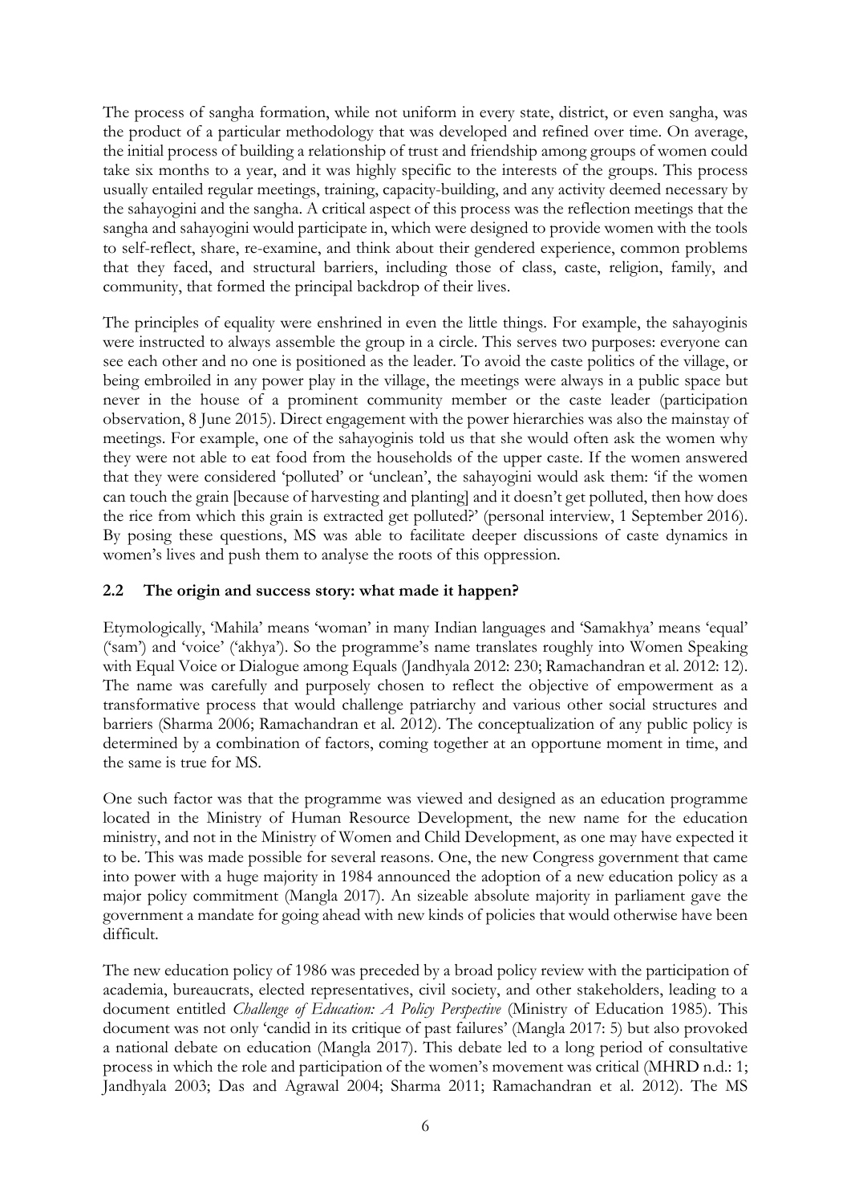The process of sangha formation, while not uniform in every state, district, or even sangha, was the product of a particular methodology that was developed and refined over time. On average, the initial process of building a relationship of trust and friendship among groups of women could take six months to a year, and it was highly specific to the interests of the groups. This process usually entailed regular meetings, training, capacity-building, and any activity deemed necessary by the sahayogini and the sangha. A critical aspect of this process was the reflection meetings that the sangha and sahayogini would participate in, which were designed to provide women with the tools to self-reflect, share, re-examine, and think about their gendered experience, common problems that they faced, and structural barriers, including those of class, caste, religion, family, and community, that formed the principal backdrop of their lives.

The principles of equality were enshrined in even the little things. For example, the sahayoginis were instructed to always assemble the group in a circle. This serves two purposes: everyone can see each other and no one is positioned as the leader. To avoid the caste politics of the village, or being embroiled in any power play in the village, the meetings were always in a public space but never in the house of a prominent community member or the caste leader (participation observation, 8 June 2015). Direct engagement with the power hierarchies was also the mainstay of meetings. For example, one of the sahayoginis told us that she would often ask the women why they were not able to eat food from the households of the upper caste. If the women answered that they were considered 'polluted' or 'unclean', the sahayogini would ask them: 'if the women can touch the grain [because of harvesting and planting] and it doesn't get polluted, then how does the rice from which this grain is extracted get polluted?' (personal interview, 1 September 2016). By posing these questions, MS was able to facilitate deeper discussions of caste dynamics in women's lives and push them to analyse the roots of this oppression.

## 2.2 The origin and success story: what made it happen?

Etymologically, 'Mahila' means 'woman' in many Indian languages and 'Samakhya' means 'equal' ('sam') and 'voice' ('akhya'). So the programme's name translates roughly into Women Speaking with Equal Voice or Dialogue among Equals (Jandhyala 2012: 230; Ramachandran et al. 2012: 12). The name was carefully and purposely chosen to reflect the objective of empowerment as a transformative process that would challenge patriarchy and various other social structures and barriers (Sharma 2006; Ramachandran et al. 2012). The conceptualization of any public policy is determined by a combination of factors, coming together at an opportune moment in time, and the same is true for MS.

One such factor was that the programme was viewed and designed as an education programme located in the Ministry of Human Resource Development, the new name for the education ministry, and not in the Ministry of Women and Child Development, as one may have expected it to be. This was made possible for several reasons. One, the new Congress government that came into power with a huge majority in 1984 announced the adoption of a new education policy as a major policy commitment (Mangla 2017). An sizeable absolute majority in parliament gave the government a mandate for going ahead with new kinds of policies that would otherwise have been difficult.

The new education policy of 1986 was preceded by a broad policy review with the participation of academia, bureaucrats, elected representatives, civil society, and other stakeholders, leading to a document entitled *Challenge of Education: A Policy Perspective* (Ministry of Education 1985). This document was not only 'candid in its critique of past failures' (Mangla 2017: 5) but also provoked a national debate on education (Mangla 2017). This debate led to a long period of consultative process in which the role and participation of the women's movement was critical (MHRD n.d.: 1; Jandhyala 2003; Das and Agrawal 2004; Sharma 2011; Ramachandran et al. 2012). The MS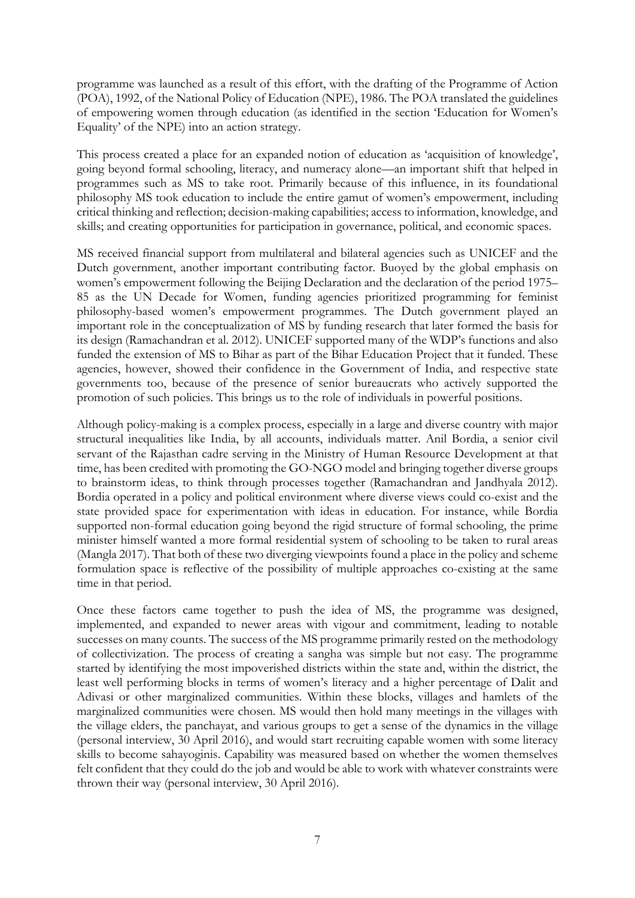programme was launched as a result of this effort, with the drafting of the Programme of Action (POA), 1992, of the National Policy of Education (NPE), 1986. The POA translated the guidelines of empowering women through education (as identified in the section 'Education for Women's Equality' of the NPE) into an action strategy.

This process created a place for an expanded notion of education as 'acquisition of knowledge', going beyond formal schooling, literacy, and numeracy alone—an important shift that helped in programmes such as MS to take root. Primarily because of this influence, in its foundational philosophy MS took education to include the entire gamut of women's empowerment, including critical thinking and reflection; decision-making capabilities; access to information, knowledge, and skills; and creating opportunities for participation in governance, political, and economic spaces.

MS received financial support from multilateral and bilateral agencies such as UNICEF and the Dutch government, another important contributing factor. Buoyed by the global emphasis on women's empowerment following the Beijing Declaration and the declaration of the period 1975–85 as the UN Decade for Women, funding agencies prioritized programming for feminist philosophy-based women's empowerment programmes. The Dutch government played an important role in the conceptualization of MS by funding research that later formed the basis for its design (Ramachandran et al. 2012). UNICEF supported many of the WDP's functions and also funded the extension of MS to Bihar as part of the Bihar Education Project that it funded. These agencies, however, showed their confidence in the Government of India, and respective state governments too, because of the presence of senior bureaucrats who actively supported the promotion of such policies. This brings us to the role of individuals in powerful positions.

Although policy-making is a complex process, especially in a large and diverse country with major structural inequalities like India, by all accounts, individuals matter. Anil Bordia, a senior civil servant of the Rajasthan cadre serving in the Ministry of Human Resource Development at that time, has been credited with promoting the GO-NGO model and bringing together diverse groups to brainstorm ideas, to think through processes together (Ramachandran and Jandhyala 2012). Bordia operated in a policy and political environment where diverse views could co-exist and the state provided space for experimentation with ideas in education. For instance, while Bordia supported non-formal education going beyond the rigid structure of formal schooling, the prime minister himself wanted a more formal residential system of schooling to be taken to rural areas (Mangla 2017). That both of these two diverging viewpoints found a place in the policy and scheme formulation space is reflective of the possibility of multiple approaches co-existing at the same time in that period.

Once these factors came together to push the idea of MS, the programme was designed, implemented, and expanded to newer areas with vigour and commitment, leading to notable successes on many counts. The success of the MS programme primarily rested on the methodology of collectivization. The process of creating a sangha was simple but not easy. The programme started by identifying the most impoverished districts within the state and, within the district, the least well performing blocks in terms of women's literacy and a higher percentage of Dalit and Adivasi or other marginalized communities. Within these blocks, villages and hamlets of the marginalized communities were chosen. MS would then hold many meetings in the villages with the village elders, the panchayat, and various groups to get a sense of the dynamics in the village (personal interview, 30 April 2016), and would start recruiting capable women with some literacy skills to become sahayoginis. Capability was measured based on whether the women themselves felt confident that they could do the job and would be able to work with whatever constraints were thrown their way (personal interview, 30 April 2016).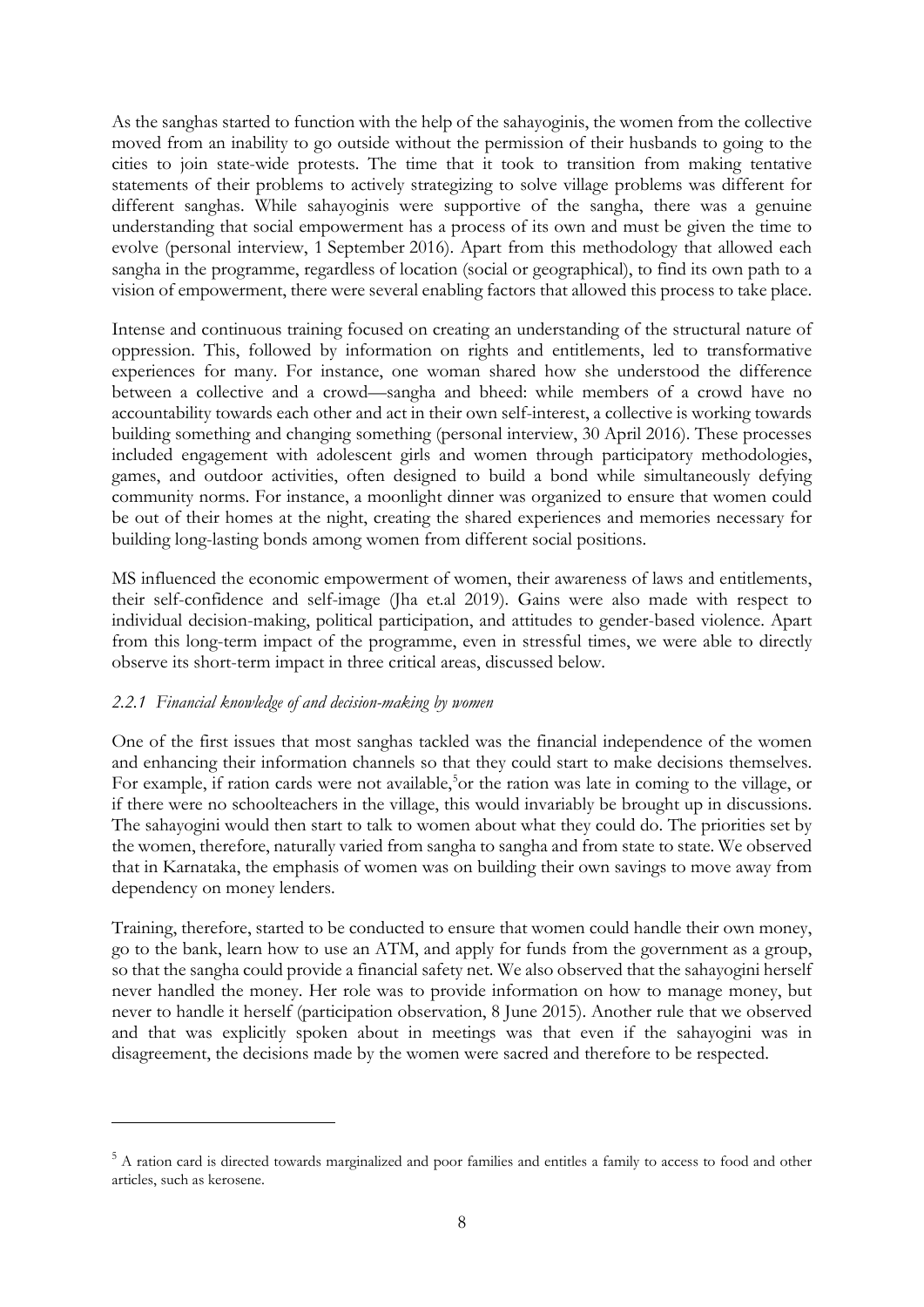As the sanghas started to function with the help of the sahayoginis, the women from the collective moved from an inability to go outside without the permission of their husbands to going to the cities to join state-wide protests. The time that it took to transition from making tentative statements of their problems to actively strategizing to solve village problems was different for different sanghas. While sahayoginis were supportive of the sangha, there was a genuine understanding that social empowerment has a process of its own and must be given the time to evolve (personal interview, 1 September 2016). Apart from this methodology that allowed each sangha in the programme, regardless of location (social or geographical), to find its own path to a vision of empowerment, there were several enabling factors that allowed this process to take place.

Intense and continuous training focused on creating an understanding of the structural nature of oppression. This, followed by information on rights and entitlements, led to transformative experiences for many. For instance, one woman shared how she understood the difference between a collective and a crowd—sangha and bheed: while members of a crowd have no accountability towards each other and act in their own self-interest, a collective is working towards building something and changing something (personal interview, 30 April 2016). These processes included engagement with adolescent girls and women through participatory methodologies, games, and outdoor activities, often designed to build a bond while simultaneously defying community norms. For instance, a moonlight dinner was organized to ensure that women could be out of their homes at the night, creating the shared experiences and memories necessary for building long-lasting bonds among women from different social positions.

MS influenced the economic empowerment of women, their awareness of laws and entitlements, their self-confidence and self-image (Jha et.al 2019). Gains were also made with respect to individual decision-making, political participation, and attitudes to gender-based violence. Apart from this long-term impact of the programme, even in stressful times, we were able to directly observe its short-term impact in three critical areas, discussed below.

### *2.2.1 Financial knowledge of and decision-making by women*

One of the first issues that most sanghas tackled was the financial independence of the women and enhancing their information channels so that they could start to make decisions themselves. For example, if ration cards were not available,[5] or the ration was late in coming to the village, or if there were no schoolteachers in the village, this would invariably be brought up in discussions. The sahayogini would then start to talk to women about what they could do. The priorities set by the women, therefore, naturally varied from sangha to sangha and from state to state. We observed that in Karnataka, the emphasis of women was on building their own savings to move away from dependency on money lenders.

Training, therefore, started to be conducted to ensure that women could handle their own money, go to the bank, learn how to use an ATM, and apply for funds from the government as a group, so that the sangha could provide a financial safety net. We also observed that the sahayogini herself never handled the money. Her role was to provide information on how to manage money, but never to handle it herself (participation observation, 8 June 2015). Another rule that we observed and that was explicitly spoken about in meetings was that even if the sahayogini was in disagreement, the decisions made by the women were sacred and therefore to be respected.

---

[5] A ration card is directed towards marginalized and poor families and entitles a family to access to food and other articles, such as kerosene.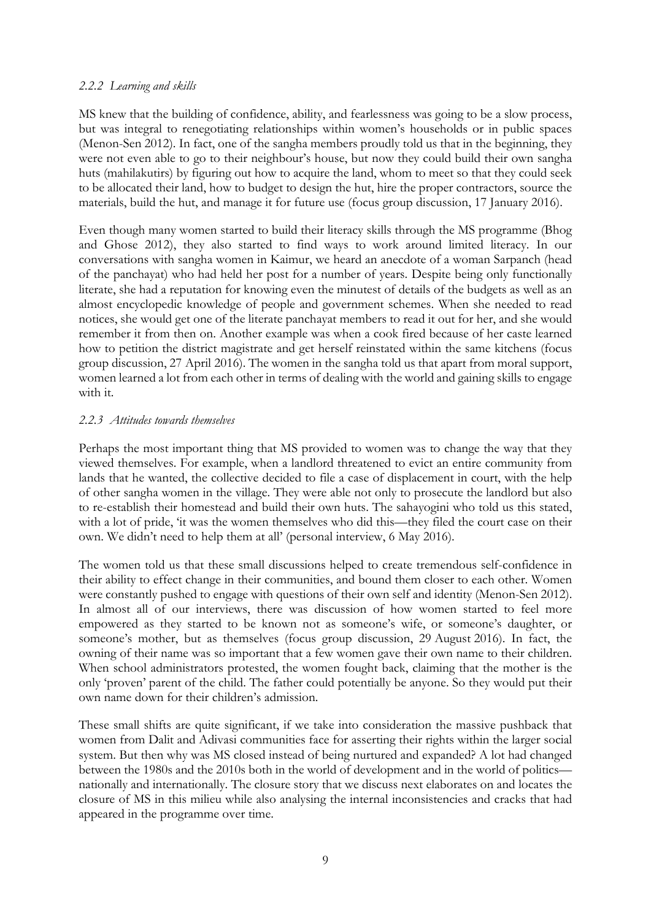### *2.2.2 Learning and skills*

MS knew that the building of confidence, ability, and fearlessness was going to be a slow process, but was integral to renegotiating relationships within women's households or in public spaces (Menon-Sen 2012). In fact, one of the sangha members proudly told us that in the beginning, they were not even able to go to their neighbour's house, but now they could build their own sangha huts (mahilakutirs) by figuring out how to acquire the land, whom to meet so that they could seek to be allocated their land, how to budget to design the hut, hire the proper contractors, source the materials, build the hut, and manage it for future use (focus group discussion, 17 January 2016).

Even though many women started to build their literacy skills through the MS programme (Bhog and Ghose 2012), they also started to find ways to work around limited literacy. In our conversations with sangha women in Kaimur, we heard an anecdote of a woman Sarpanch (head of the panchayat) who had held her post for a number of years. Despite being only functionally literate, she had a reputation for knowing even the minutest of details of the budgets as well as an almost encyclopedic knowledge of people and government schemes. When she needed to read notices, she would get one of the literate panchayat members to read it out for her, and she would remember it from then on. Another example was when a cook fired because of her caste learned how to petition the district magistrate and get herself reinstated within the same kitchens (focus group discussion, 27 April 2016). The women in the sangha told us that apart from moral support, women learned a lot from each other in terms of dealing with the world and gaining skills to engage with it.

### *2.2.3 Attitudes towards themselves*

Perhaps the most important thing that MS provided to women was to change the way that they viewed themselves. For example, when a landlord threatened to evict an entire community from lands that he wanted, the collective decided to file a case of displacement in court, with the help of other sangha women in the village. They were able not only to prosecute the landlord but also to re-establish their homestead and build their own huts. The sahayogini who told us this stated, with a lot of pride, 'it was the women themselves who did this—they filed the court case on their own. We didn't need to help them at all' (personal interview, 6 May 2016).

The women told us that these small discussions helped to create tremendous self-confidence in their ability to effect change in their communities, and bound them closer to each other. Women were constantly pushed to engage with questions of their own self and identity (Menon-Sen 2012). In almost all of our interviews, there was discussion of how women started to feel more empowered as they started to be known not as someone's wife, or someone's daughter, or someone's mother, but as themselves (focus group discussion, 29 August 2016). In fact, the owning of their name was so important that a few women gave their own name to their children. When school administrators protested, the women fought back, claiming that the mother is the only 'proven' parent of the child. The father could potentially be anyone. So they would put their own name down for their children's admission.

These small shifts are quite significant, if we take into consideration the massive pushback that women from Dalit and Adivasi communities face for asserting their rights within the larger social system. But then why was MS closed instead of being nurtured and expanded? A lot had changed between the 1980s and the 2010s both in the world of development and in the world of politics—nationally and internationally. The closure story that we discuss next elaborates on and locates the closure of MS in this milieu while also analysing the internal inconsistencies and cracks that had appeared in the programme over time.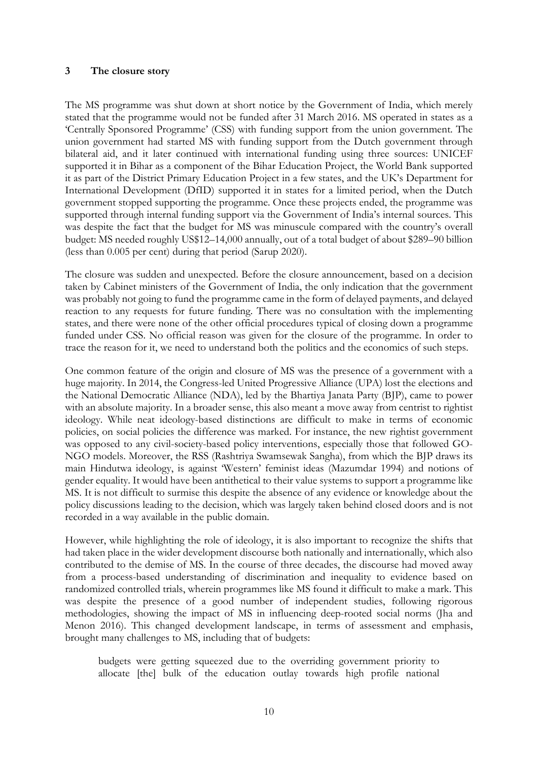## 3 The closure story

The MS programme was shut down at short notice by the Government of India, which merely stated that the programme would not be funded after 31 March 2016. MS operated in states as a 'Centrally Sponsored Programme' (CSS) with funding support from the union government. The union government had started MS with funding support from the Dutch government through bilateral aid, and it later continued with international funding using three sources: UNICEF supported it in Bihar as a component of the Bihar Education Project, the World Bank supported it as part of the District Primary Education Project in a few states, and the UK's Department for International Development (DfID) supported it in states for a limited period, when the Dutch government stopped supporting the programme. Once these projects ended, the programme was supported through internal funding support via the Government of India's internal sources. This was despite the fact that the budget for MS was minuscule compared with the country's overall budget: MS needed roughly US$12–14,000 annually, out of a total budget of about $289–90 billion (less than 0.005 per cent) during that period (Sarup 2020).

The closure was sudden and unexpected. Before the closure announcement, based on a decision taken by Cabinet ministers of the Government of India, the only indication that the government was probably not going to fund the programme came in the form of delayed payments, and delayed reaction to any requests for future funding. There was no consultation with the implementing states, and there were none of the other official procedures typical of closing down a programme funded under CSS. No official reason was given for the closure of the programme. In order to trace the reason for it, we need to understand both the politics and the economics of such steps.

One common feature of the origin and closure of MS was the presence of a government with a huge majority. In 2014, the Congress-led United Progressive Alliance (UPA) lost the elections and the National Democratic Alliance (NDA), led by the Bhartiya Janata Party (BJP), came to power with an absolute majority. In a broader sense, this also meant a move away from centrist to rightist ideology. While neat ideology-based distinctions are difficult to make in terms of economic policies, on social policies the difference was marked. For instance, the new rightist government was opposed to any civil-society-based policy interventions, especially those that followed GO-NGO models. Moreover, the RSS (Rashtriya Swamsewak Sangha), from which the BJP draws its main Hindutwa ideology, is against 'Western' feminist ideas (Mazumdar 1994) and notions of gender equality. It would have been antithetical to their value systems to support a programme like MS. It is not difficult to surmise this despite the absence of any evidence or knowledge about the policy discussions leading to the decision, which was largely taken behind closed doors and is not recorded in a way available in the public domain.

However, while highlighting the role of ideology, it is also important to recognize the shifts that had taken place in the wider development discourse both nationally and internationally, which also contributed to the demise of MS. In the course of three decades, the discourse had moved away from a process-based understanding of discrimination and inequality to evidence based on randomized controlled trials, wherein programmes like MS found it difficult to make a mark. This was despite the presence of a good number of independent studies, following rigorous methodologies, showing the impact of MS in influencing deep-rooted social norms (Jha and Menon 2016). This changed development landscape, in terms of assessment and emphasis, brought many challenges to MS, including that of budgets:

> budgets were getting squeezed due to the overriding government priority to allocate [the] bulk of the education outlay towards high profile national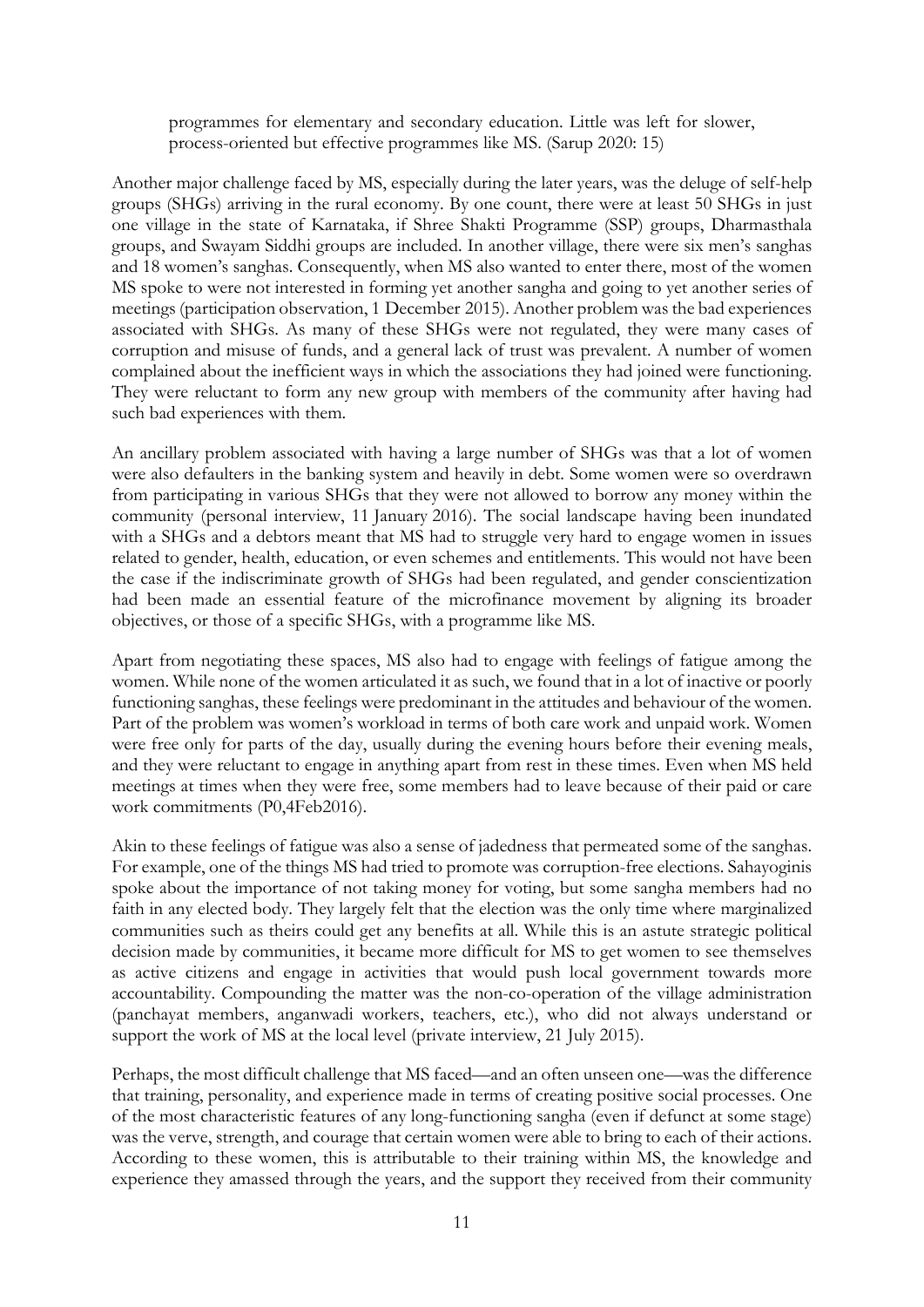> programmes for elementary and secondary education. Little was left for slower, process-oriented but effective programmes like MS. (Sarup 2020: 15)

Another major challenge faced by MS, especially during the later years, was the deluge of self-help groups (SHGs) arriving in the rural economy. By one count, there were at least 50 SHGs in just one village in the state of Karnataka, if Shree Shakti Programme (SSP) groups, Dharmasthala groups, and Swayam Siddhi groups are included. In another village, there were six men's sanghas and 18 women's sanghas. Consequently, when MS also wanted to enter there, most of the women MS spoke to were not interested in forming yet another sangha and going to yet another series of meetings (participation observation, 1 December 2015). Another problem was the bad experiences associated with SHGs. As many of these SHGs were not regulated, they were many cases of corruption and misuse of funds, and a general lack of trust was prevalent. A number of women complained about the inefficient ways in which the associations they had joined were functioning. They were reluctant to form any new group with members of the community after having had such bad experiences with them.

An ancillary problem associated with having a large number of SHGs was that a lot of women were also defaulters in the banking system and heavily in debt. Some women were so overdrawn from participating in various SHGs that they were not allowed to borrow any money within the community (personal interview, 11 January 2016). The social landscape having been inundated with a SHGs and a debtors meant that MS had to struggle very hard to engage women in issues related to gender, health, education, or even schemes and entitlements. This would not have been the case if the indiscriminate growth of SHGs had been regulated, and gender conscientization had been made an essential feature of the microfinance movement by aligning its broader objectives, or those of a specific SHGs, with a programme like MS.

Apart from negotiating these spaces, MS also had to engage with feelings of fatigue among the women. While none of the women articulated it as such, we found that in a lot of inactive or poorly functioning sanghas, these feelings were predominant in the attitudes and behaviour of the women. Part of the problem was women's workload in terms of both care work and unpaid work. Women were free only for parts of the day, usually during the evening hours before their evening meals, and they were reluctant to engage in anything apart from rest in these times. Even when MS held meetings at times when they were free, some members had to leave because of their paid or care work commitments (P0,4Feb2016).

Akin to these feelings of fatigue was also a sense of jadedness that permeated some of the sanghas. For example, one of the things MS had tried to promote was corruption-free elections. Sahayoginis spoke about the importance of not taking money for voting, but some sangha members had no faith in any elected body. They largely felt that the election was the only time where marginalized communities such as theirs could get any benefits at all. While this is an astute strategic political decision made by communities, it became more difficult for MS to get women to see themselves as active citizens and engage in activities that would push local government towards more accountability. Compounding the matter was the non-co-operation of the village administration (panchayat members, anganwadi workers, teachers, etc.), who did not always understand or support the work of MS at the local level (private interview, 21 July 2015).

Perhaps, the most difficult challenge that MS faced—and an often unseen one—was the difference that training, personality, and experience made in terms of creating positive social processes. One of the most characteristic features of any long-functioning sangha (even if defunct at some stage) was the verve, strength, and courage that certain women were able to bring to each of their actions. According to these women, this is attributable to their training within MS, the knowledge and experience they amassed through the years, and the support they received from their community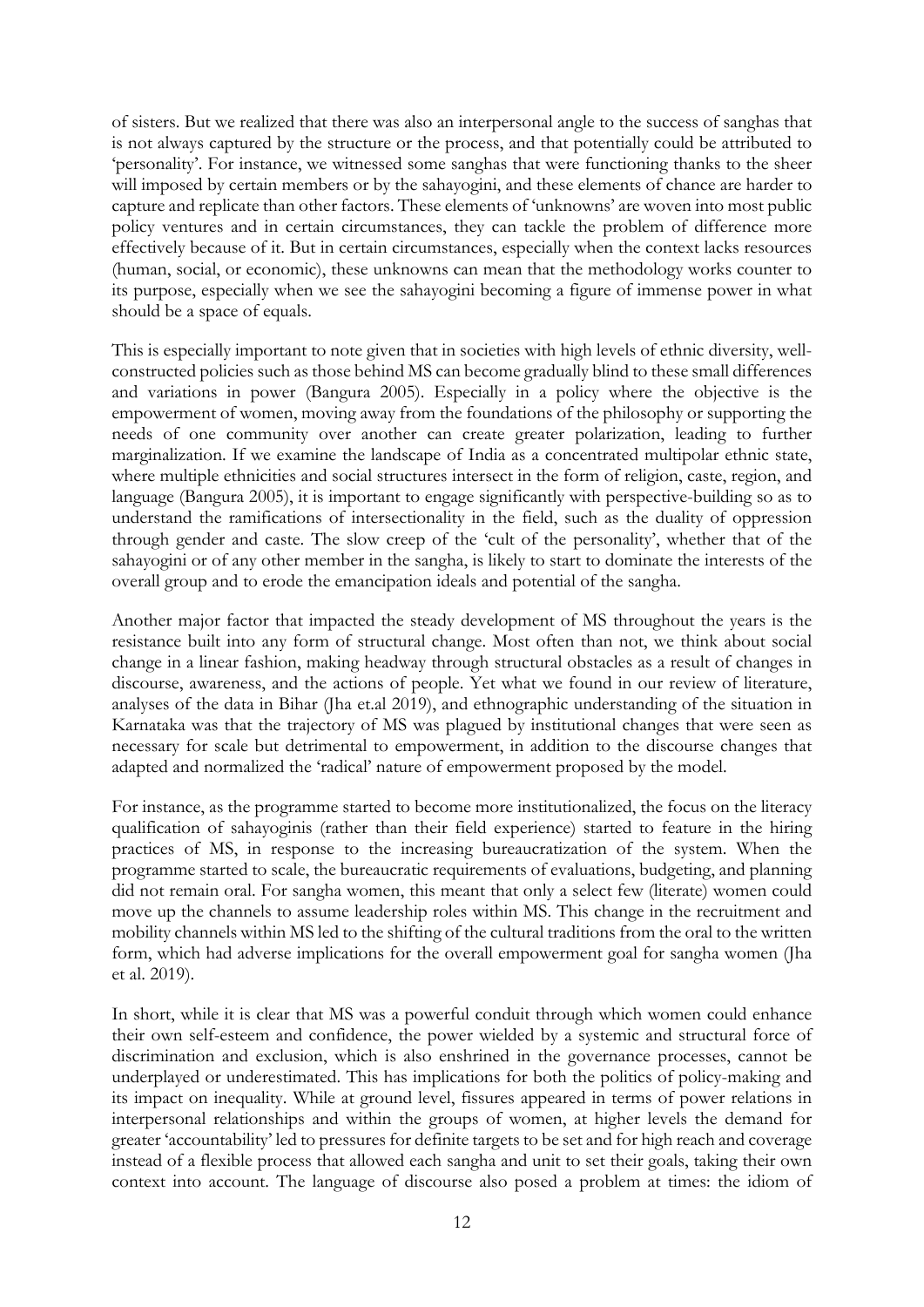of sisters. But we realized that there was also an interpersonal angle to the success of sanghas that is not always captured by the structure or the process, and that potentially could be attributed to 'personality'. For instance, we witnessed some sanghas that were functioning thanks to the sheer will imposed by certain members or by the sahayogini, and these elements of chance are harder to capture and replicate than other factors. These elements of 'unknowns' are woven into most public policy ventures and in certain circumstances, they can tackle the problem of difference more effectively because of it. But in certain circumstances, especially when the context lacks resources (human, social, or economic), these unknowns can mean that the methodology works counter to its purpose, especially when we see the sahayogini becoming a figure of immense power in what should be a space of equals.

This is especially important to note given that in societies with high levels of ethnic diversity, well-constructed policies such as those behind MS can become gradually blind to these small differences and variations in power (Bangura 2005). Especially in a policy where the objective is the empowerment of women, moving away from the foundations of the philosophy or supporting the needs of one community over another can create greater polarization, leading to further marginalization. If we examine the landscape of India as a concentrated multipolar ethnic state, where multiple ethnicities and social structures intersect in the form of religion, caste, region, and language (Bangura 2005), it is important to engage significantly with perspective-building so as to understand the ramifications of intersectionality in the field, such as the duality of oppression through gender and caste. The slow creep of the 'cult of the personality', whether that of the sahayogini or of any other member in the sangha, is likely to start to dominate the interests of the overall group and to erode the emancipation ideals and potential of the sangha.

Another major factor that impacted the steady development of MS throughout the years is the resistance built into any form of structural change. Most often than not, we think about social change in a linear fashion, making headway through structural obstacles as a result of changes in discourse, awareness, and the actions of people. Yet what we found in our review of literature, analyses of the data in Bihar (Jha et.al 2019), and ethnographic understanding of the situation in Karnataka was that the trajectory of MS was plagued by institutional changes that were seen as necessary for scale but detrimental to empowerment, in addition to the discourse changes that adapted and normalized the 'radical' nature of empowerment proposed by the model.

For instance, as the programme started to become more institutionalized, the focus on the literacy qualification of sahayoginis (rather than their field experience) started to feature in the hiring practices of MS, in response to the increasing bureaucratization of the system. When the programme started to scale, the bureaucratic requirements of evaluations, budgeting, and planning did not remain oral. For sangha women, this meant that only a select few (literate) women could move up the channels to assume leadership roles within MS. This change in the recruitment and mobility channels within MS led to the shifting of the cultural traditions from the oral to the written form, which had adverse implications for the overall empowerment goal for sangha women (Jha et al. 2019).

In short, while it is clear that MS was a powerful conduit through which women could enhance their own self-esteem and confidence, the power wielded by a systemic and structural force of discrimination and exclusion, which is also enshrined in the governance processes, cannot be underplayed or underestimated. This has implications for both the politics of policy-making and its impact on inequality. While at ground level, fissures appeared in terms of power relations in interpersonal relationships and within the groups of women, at higher levels the demand for greater 'accountability' led to pressures for definite targets to be set and for high reach and coverage instead of a flexible process that allowed each sangha and unit to set their goals, taking their own context into account. The language of discourse also posed a problem at times: the idiom of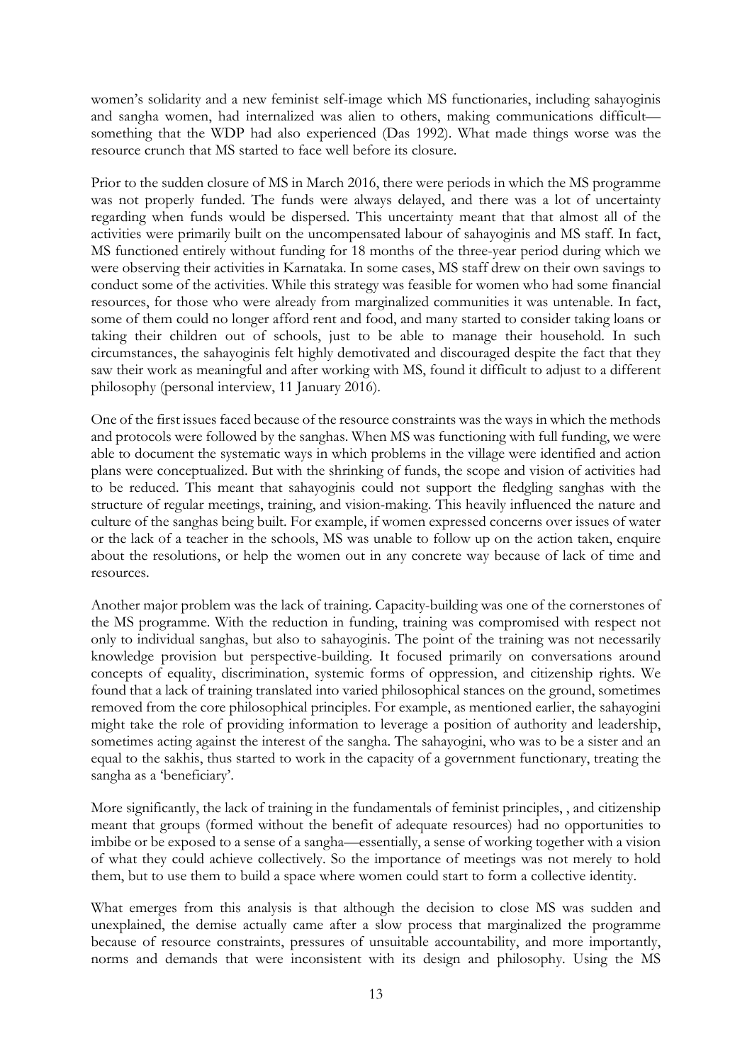women's solidarity and a new feminist self-image which MS functionaries, including sahayoginis and sangha women, had internalized was alien to others, making communications difficult—something that the WDP had also experienced (Das 1992). What made things worse was the resource crunch that MS started to face well before its closure.

Prior to the sudden closure of MS in March 2016, there were periods in which the MS programme was not properly funded. The funds were always delayed, and there was a lot of uncertainty regarding when funds would be dispersed. This uncertainty meant that that almost all of the activities were primarily built on the uncompensated labour of sahayoginis and MS staff. In fact, MS functioned entirely without funding for 18 months of the three-year period during which we were observing their activities in Karnataka. In some cases, MS staff drew on their own savings to conduct some of the activities. While this strategy was feasible for women who had some financial resources, for those who were already from marginalized communities it was untenable. In fact, some of them could no longer afford rent and food, and many started to consider taking loans or taking their children out of schools, just to be able to manage their household. In such circumstances, the sahayoginis felt highly demotivated and discouraged despite the fact that they saw their work as meaningful and after working with MS, found it difficult to adjust to a different philosophy (personal interview, 11 January 2016).

One of the first issues faced because of the resource constraints was the ways in which the methods and protocols were followed by the sanghas. When MS was functioning with full funding, we were able to document the systematic ways in which problems in the village were identified and action plans were conceptualized. But with the shrinking of funds, the scope and vision of activities had to be reduced. This meant that sahayoginis could not support the fledgling sanghas with the structure of regular meetings, training, and vision-making. This heavily influenced the nature and culture of the sanghas being built. For example, if women expressed concerns over issues of water or the lack of a teacher in the schools, MS was unable to follow up on the action taken, enquire about the resolutions, or help the women out in any concrete way because of lack of time and resources.

Another major problem was the lack of training. Capacity-building was one of the cornerstones of the MS programme. With the reduction in funding, training was compromised with respect not only to individual sanghas, but also to sahayoginis. The point of the training was not necessarily knowledge provision but perspective-building. It focused primarily on conversations around concepts of equality, discrimination, systemic forms of oppression, and citizenship rights. We found that a lack of training translated into varied philosophical stances on the ground, sometimes removed from the core philosophical principles. For example, as mentioned earlier, the sahayogini might take the role of providing information to leverage a position of authority and leadership, sometimes acting against the interest of the sangha. The sahayogini, who was to be a sister and an equal to the sakhis, thus started to work in the capacity of a government functionary, treating the sangha as a 'beneficiary'.

More significantly, the lack of training in the fundamentals of feminist principles, , and citizenship meant that groups (formed without the benefit of adequate resources) had no opportunities to imbibe or be exposed to a sense of a sangha—essentially, a sense of working together with a vision of what they could achieve collectively. So the importance of meetings was not merely to hold them, but to use them to build a space where women could start to form a collective identity.

What emerges from this analysis is that although the decision to close MS was sudden and unexplained, the demise actually came after a slow process that marginalized the programme because of resource constraints, pressures of unsuitable accountability, and more importantly, norms and demands that were inconsistent with its design and philosophy. Using the MS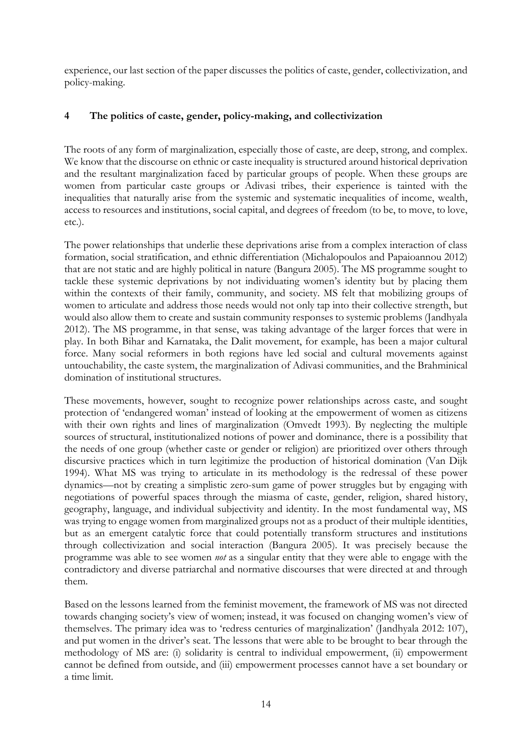experience, our last section of the paper discusses the politics of caste, gender, collectivization, and policy-making.

## 4 The politics of caste, gender, policy-making, and collectivization

The roots of any form of marginalization, especially those of caste, are deep, strong, and complex. We know that the discourse on ethnic or caste inequality is structured around historical deprivation and the resultant marginalization faced by particular groups of people. When these groups are women from particular caste groups or Adivasi tribes, their experience is tainted with the inequalities that naturally arise from the systemic and systematic inequalities of income, wealth, access to resources and institutions, social capital, and degrees of freedom (to be, to move, to love, etc.).

The power relationships that underlie these deprivations arise from a complex interaction of class formation, social stratification, and ethnic differentiation (Michalopoulos and Papaioannou 2012) that are not static and are highly political in nature (Bangura 2005). The MS programme sought to tackle these systemic deprivations by not individuating women's identity but by placing them within the contexts of their family, community, and society. MS felt that mobilizing groups of women to articulate and address those needs would not only tap into their collective strength, but would also allow them to create and sustain community responses to systemic problems (Jandhyala 2012). The MS programme, in that sense, was taking advantage of the larger forces that were in play. In both Bihar and Karnataka, the Dalit movement, for example, has been a major cultural force. Many social reformers in both regions have led social and cultural movements against untouchability, the caste system, the marginalization of Adivasi communities, and the Brahminical domination of institutional structures.

These movements, however, sought to recognize power relationships across caste, and sought protection of 'endangered woman' instead of looking at the empowerment of women as citizens with their own rights and lines of marginalization (Omvedt 1993). By neglecting the multiple sources of structural, institutionalized notions of power and dominance, there is a possibility that the needs of one group (whether caste or gender or religion) are prioritized over others through discursive practices which in turn legitimize the production of historical domination (Van Dijk 1994). What MS was trying to articulate in its methodology is the redressal of these power dynamics—not by creating a simplistic zero-sum game of power struggles but by engaging with negotiations of powerful spaces through the miasma of caste, gender, religion, shared history, geography, language, and individual subjectivity and identity. In the most fundamental way, MS was trying to engage women from marginalized groups not as a product of their multiple identities, but as an emergent catalytic force that could potentially transform structures and institutions through collectivization and social interaction (Bangura 2005). It was precisely because the programme was able to see women *not* as a singular entity that they were able to engage with the contradictory and diverse patriarchal and normative discourses that were directed at and through them.

Based on the lessons learned from the feminist movement, the framework of MS was not directed towards changing society's view of women; instead, it was focused on changing women's view of themselves. The primary idea was to 'redress centuries of marginalization' (Jandhyala 2012: 107), and put women in the driver's seat. The lessons that were able to be brought to bear through the methodology of MS are: (i) solidarity is central to individual empowerment, (ii) empowerment cannot be defined from outside, and (iii) empowerment processes cannot have a set boundary or a time limit.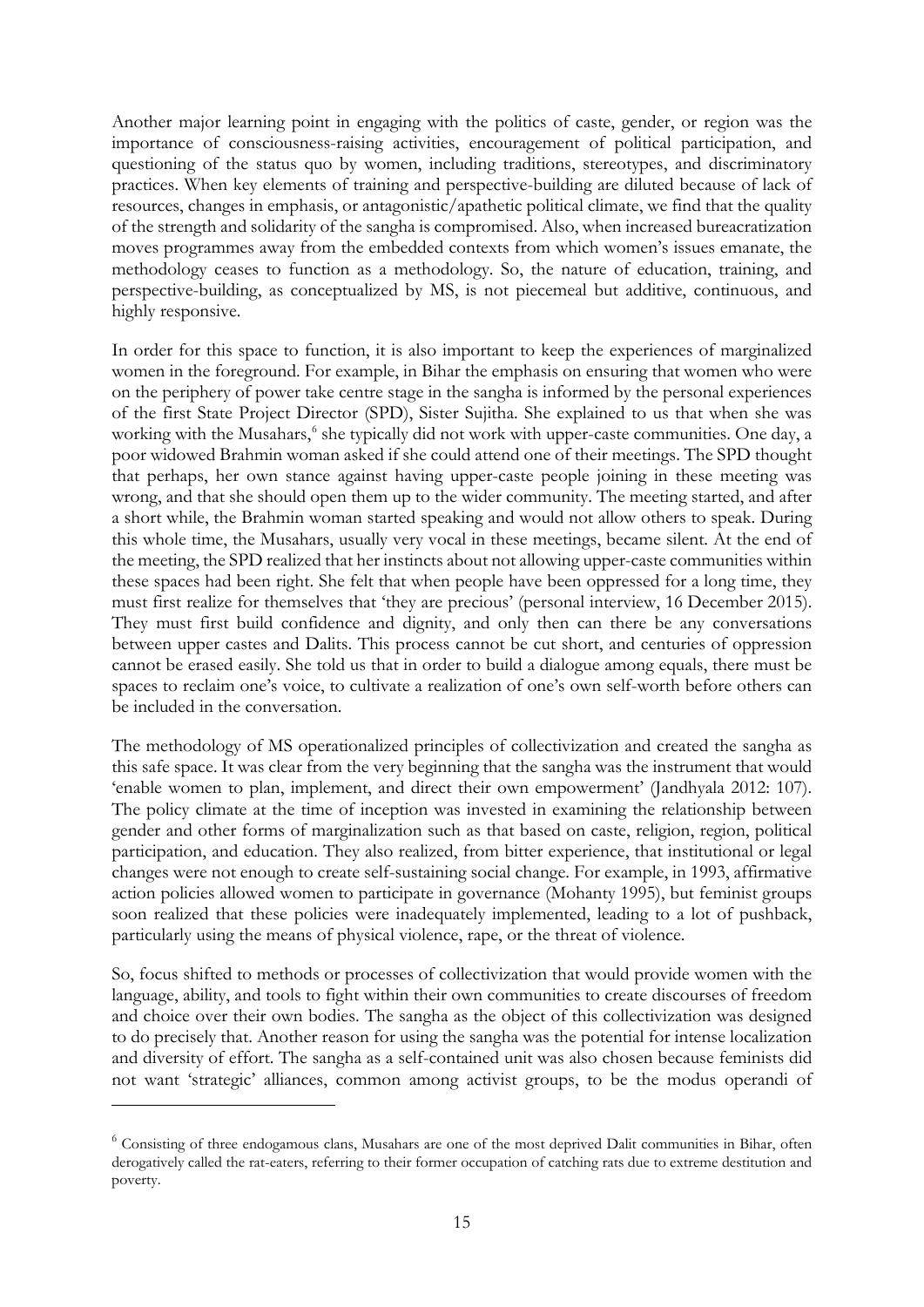Another major learning point in engaging with the politics of caste, gender, or region was the importance of consciousness-raising activities, encouragement of political participation, and questioning of the status quo by women, including traditions, stereotypes, and discriminatory practices. When key elements of training and perspective-building are diluted because of lack of resources, changes in emphasis, or antagonistic/apathetic political climate, we find that the quality of the strength and solidarity of the sangha is compromised. Also, when increased bureacratization moves programmes away from the embedded contexts from which women's issues emanate, the methodology ceases to function as a methodology. So, the nature of education, training, and perspective-building, as conceptualized by MS, is not piecemeal but additive, continuous, and highly responsive.

In order for this space to function, it is also important to keep the experiences of marginalized women in the foreground. For example, in Bihar the emphasis on ensuring that women who were on the periphery of power take centre stage in the sangha is informed by the personal experiences of the first State Project Director (SPD), Sister Sujitha. She explained to us that when she was working with the Musahars,[6] she typically did not work with upper-caste communities. One day, a poor widowed Brahmin woman asked if she could attend one of their meetings. The SPD thought that perhaps, her own stance against having upper-caste people joining in these meeting was wrong, and that she should open them up to the wider community. The meeting started, and after a short while, the Brahmin woman started speaking and would not allow others to speak. During this whole time, the Musahars, usually very vocal in these meetings, became silent. At the end of the meeting, the SPD realized that her instincts about not allowing upper-caste communities within these spaces had been right. She felt that when people have been oppressed for a long time, they must first realize for themselves that 'they are precious' (personal interview, 16 December 2015). They must first build confidence and dignity, and only then can there be any conversations between upper castes and Dalits. This process cannot be cut short, and centuries of oppression cannot be erased easily. She told us that in order to build a dialogue among equals, there must be spaces to reclaim one's voice, to cultivate a realization of one's own self-worth before others can be included in the conversation.

The methodology of MS operationalized principles of collectivization and created the sangha as this safe space. It was clear from the very beginning that the sangha was the instrument that would 'enable women to plan, implement, and direct their own empowerment' (Jandhyala 2012: 107). The policy climate at the time of inception was invested in examining the relationship between gender and other forms of marginalization such as that based on caste, religion, region, political participation, and education. They also realized, from bitter experience, that institutional or legal changes were not enough to create self-sustaining social change. For example, in 1993, affirmative action policies allowed women to participate in governance (Mohanty 1995), but feminist groups soon realized that these policies were inadequately implemented, leading to a lot of pushback, particularly using the means of physical violence, rape, or the threat of violence.

So, focus shifted to methods or processes of collectivization that would provide women with the language, ability, and tools to fight within their own communities to create discourses of freedom and choice over their own bodies. The sangha as the object of this collectivization was designed to do precisely that. Another reason for using the sangha was the potential for intense localization and diversity of effort. The sangha as a self-contained unit was also chosen because feminists did not want 'strategic' alliances, common among activist groups, to be the modus operandi of

[6] Consisting of three endogamous clans, Musahars are one of the most deprived Dalit communities in Bihar, often derogatively called the rat-eaters, referring to their former occupation of catching rats due to extreme destitution and poverty.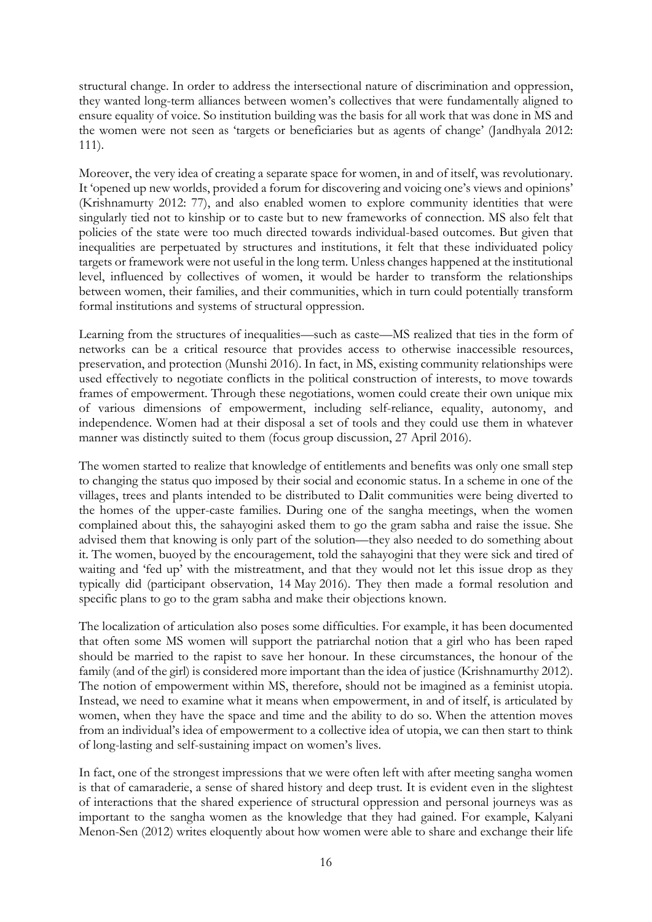structural change. In order to address the intersectional nature of discrimination and oppression, they wanted long-term alliances between women's collectives that were fundamentally aligned to ensure equality of voice. So institution building was the basis for all work that was done in MS and the women were not seen as 'targets or beneficiaries but as agents of change' (Jandhyala 2012: 111).

Moreover, the very idea of creating a separate space for women, in and of itself, was revolutionary. It 'opened up new worlds, provided a forum for discovering and voicing one's views and opinions' (Krishnamurty 2012: 77), and also enabled women to explore community identities that were singularly tied not to kinship or to caste but to new frameworks of connection. MS also felt that policies of the state were too much directed towards individual-based outcomes. But given that inequalities are perpetuated by structures and institutions, it felt that these individuated policy targets or framework were not useful in the long term. Unless changes happened at the institutional level, influenced by collectives of women, it would be harder to transform the relationships between women, their families, and their communities, which in turn could potentially transform formal institutions and systems of structural oppression.

Learning from the structures of inequalities—such as caste—MS realized that ties in the form of networks can be a critical resource that provides access to otherwise inaccessible resources, preservation, and protection (Munshi 2016). In fact, in MS, existing community relationships were used effectively to negotiate conflicts in the political construction of interests, to move towards frames of empowerment. Through these negotiations, women could create their own unique mix of various dimensions of empowerment, including self-reliance, equality, autonomy, and independence. Women had at their disposal a set of tools and they could use them in whatever manner was distinctly suited to them (focus group discussion, 27 April 2016).

The women started to realize that knowledge of entitlements and benefits was only one small step to changing the status quo imposed by their social and economic status. In a scheme in one of the villages, trees and plants intended to be distributed to Dalit communities were being diverted to the homes of the upper-caste families. During one of the sangha meetings, when the women complained about this, the sahayogini asked them to go the gram sabha and raise the issue. She advised them that knowing is only part of the solution—they also needed to do something about it. The women, buoyed by the encouragement, told the sahayogini that they were sick and tired of waiting and 'fed up' with the mistreatment, and that they would not let this issue drop as they typically did (participant observation, 14 May 2016). They then made a formal resolution and specific plans to go to the gram sabha and make their objections known.

The localization of articulation also poses some difficulties. For example, it has been documented that often some MS women will support the patriarchal notion that a girl who has been raped should be married to the rapist to save her honour. In these circumstances, the honour of the family (and of the girl) is considered more important than the idea of justice (Krishnamurthy 2012). The notion of empowerment within MS, therefore, should not be imagined as a feminist utopia. Instead, we need to examine what it means when empowerment, in and of itself, is articulated by women, when they have the space and time and the ability to do so. When the attention moves from an individual's idea of empowerment to a collective idea of utopia, we can then start to think of long-lasting and self-sustaining impact on women's lives.

In fact, one of the strongest impressions that we were often left with after meeting sangha women is that of camaraderie, a sense of shared history and deep trust. It is evident even in the slightest of interactions that the shared experience of structural oppression and personal journeys was as important to the sangha women as the knowledge that they had gained. For example, Kalyani Menon-Sen (2012) writes eloquently about how women were able to share and exchange their life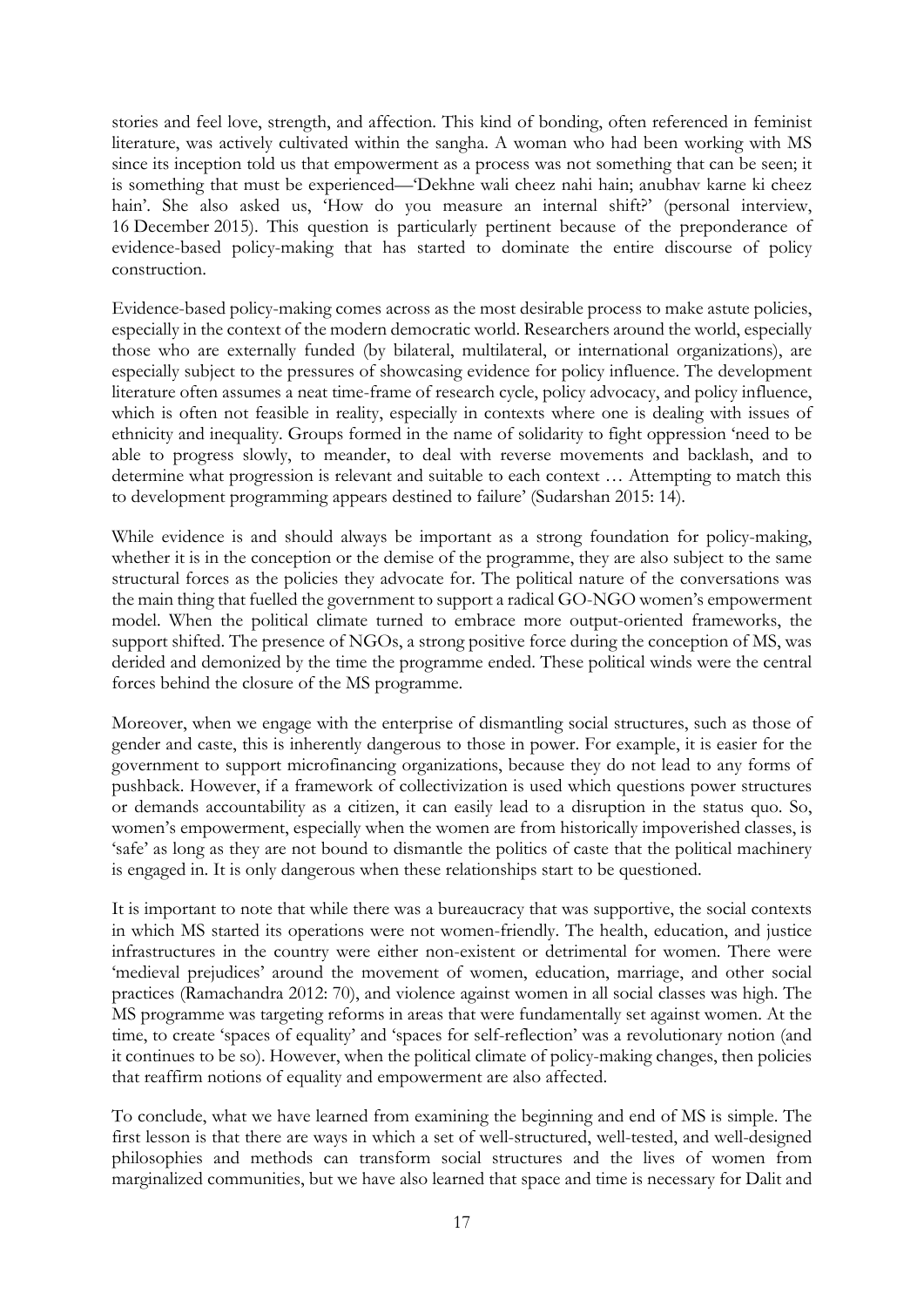stories and feel love, strength, and affection. This kind of bonding, often referenced in feminist literature, was actively cultivated within the sangha. A woman who had been working with MS since its inception told us that empowerment as a process was not something that can be seen; it is something that must be experienced—'Dekhne wali cheez nahi hain; anubhav karne ki cheez hain'. She also asked us, 'How do you measure an internal shift?' (personal interview, 16 December 2015). This question is particularly pertinent because of the preponderance of evidence-based policy-making that has started to dominate the entire discourse of policy construction.

Evidence-based policy-making comes across as the most desirable process to make astute policies, especially in the context of the modern democratic world. Researchers around the world, especially those who are externally funded (by bilateral, multilateral, or international organizations), are especially subject to the pressures of showcasing evidence for policy influence. The development literature often assumes a neat time-frame of research cycle, policy advocacy, and policy influence, which is often not feasible in reality, especially in contexts where one is dealing with issues of ethnicity and inequality. Groups formed in the name of solidarity to fight oppression 'need to be able to progress slowly, to meander, to deal with reverse movements and backlash, and to determine what progression is relevant and suitable to each context … Attempting to match this to development programming appears destined to failure' (Sudarshan 2015: 14).

While evidence is and should always be important as a strong foundation for policy-making, whether it is in the conception or the demise of the programme, they are also subject to the same structural forces as the policies they advocate for. The political nature of the conversations was the main thing that fuelled the government to support a radical GO-NGO women's empowerment model. When the political climate turned to embrace more output-oriented frameworks, the support shifted. The presence of NGOs, a strong positive force during the conception of MS, was derided and demonized by the time the programme ended. These political winds were the central forces behind the closure of the MS programme.

Moreover, when we engage with the enterprise of dismantling social structures, such as those of gender and caste, this is inherently dangerous to those in power. For example, it is easier for the government to support microfinancing organizations, because they do not lead to any forms of pushback. However, if a framework of collectivization is used which questions power structures or demands accountability as a citizen, it can easily lead to a disruption in the status quo. So, women's empowerment, especially when the women are from historically impoverished classes, is 'safe' as long as they are not bound to dismantle the politics of caste that the political machinery is engaged in. It is only dangerous when these relationships start to be questioned.

It is important to note that while there was a bureaucracy that was supportive, the social contexts in which MS started its operations were not women-friendly. The health, education, and justice infrastructures in the country were either non-existent or detrimental for women. There were 'medieval prejudices' around the movement of women, education, marriage, and other social practices (Ramachandra 2012: 70), and violence against women in all social classes was high. The MS programme was targeting reforms in areas that were fundamentally set against women. At the time, to create 'spaces of equality' and 'spaces for self-reflection' was a revolutionary notion (and it continues to be so). However, when the political climate of policy-making changes, then policies that reaffirm notions of equality and empowerment are also affected.

To conclude, what we have learned from examining the beginning and end of MS is simple. The first lesson is that there are ways in which a set of well-structured, well-tested, and well-designed philosophies and methods can transform social structures and the lives of women from marginalized communities, but we have also learned that space and time is necessary for Dalit and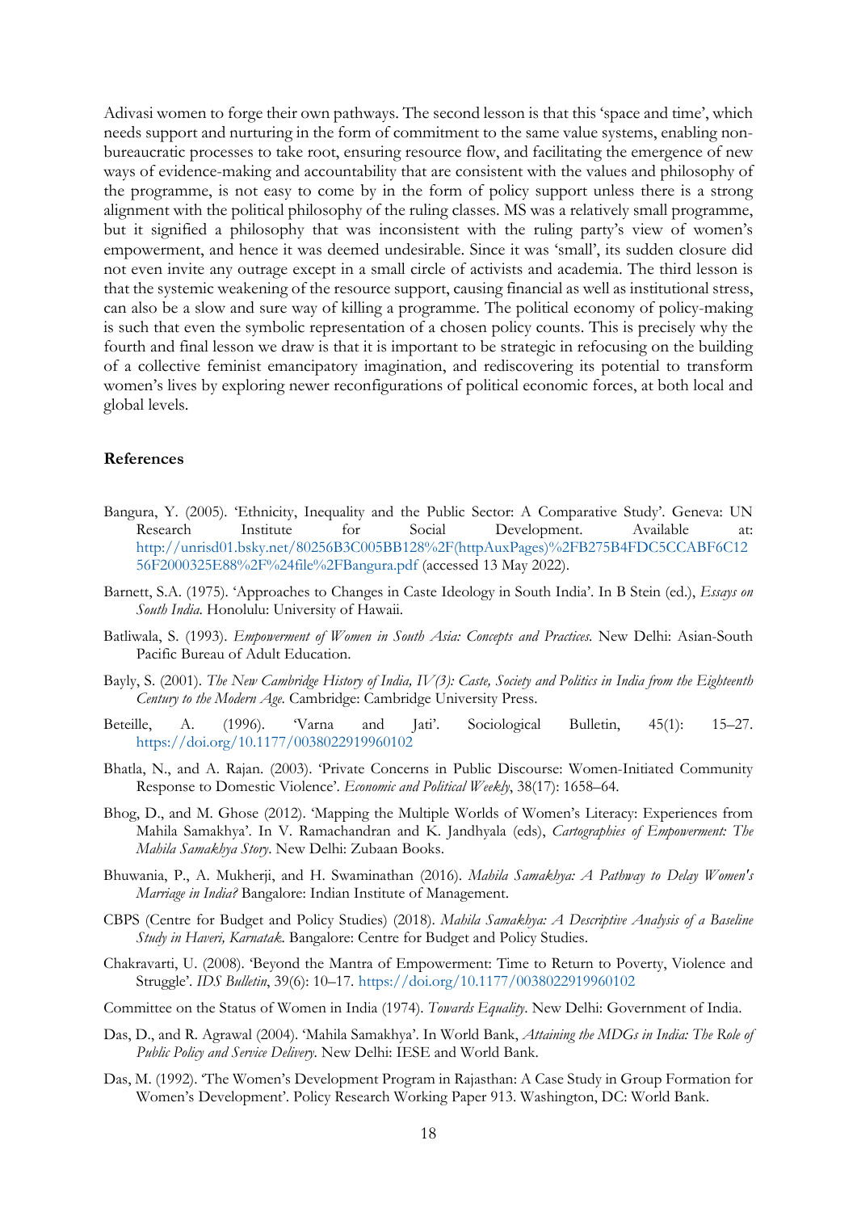Adivasi women to forge their own pathways. The second lesson is that this 'space and time', which needs support and nurturing in the form of commitment to the same value systems, enabling non-bureaucratic processes to take root, ensuring resource flow, and facilitating the emergence of new ways of evidence-making and accountability that are consistent with the values and philosophy of the programme, is not easy to come by in the form of policy support unless there is a strong alignment with the political philosophy of the ruling classes. MS was a relatively small programme, but it signified a philosophy that was inconsistent with the ruling party's view of women's empowerment, and hence it was deemed undesirable. Since it was 'small', its sudden closure did not even invite any outrage except in a small circle of activists and academia. The third lesson is that the systemic weakening of the resource support, causing financial as well as institutional stress, can also be a slow and sure way of killing a programme. The political economy of policy-making is such that even the symbolic representation of a chosen policy counts. This is precisely why the fourth and final lesson we draw is that it is important to be strategic in refocusing on the building of a collective feminist emancipatory imagination, and rediscovering its potential to transform women's lives by exploring newer reconfigurations of political economic forces, at both local and global levels.

## References

Bangura, Y. (2005). 'Ethnicity, Inequality and the Public Sector: A Comparative Study'. Geneva: UN Research Institute for Social Development. Available at: http://unrisd01.bsky.net/80256B3C005BB128%2F(httpAuxPages)%2FB275B4FDC5CCABF6C1256F2000325E88%2F%24file%2FBangura.pdf (accessed 13 May 2022).

Barnett, S.A. (1975). 'Approaches to Changes in Caste Ideology in South India'. In B Stein (ed.), *Essays on South India*. Honolulu: University of Hawaii.

Batliwala, S. (1993). *Empowerment of Women in South Asia: Concepts and Practices*. New Delhi: Asian-South Pacific Bureau of Adult Education.

Bayly, S. (2001). *The New Cambridge History of India, IV(3): Caste, Society and Politics in India from the Eighteenth Century to the Modern Age*. Cambridge: Cambridge University Press.

Beteille, A. (1996). 'Varna and Jati'. Sociological Bulletin, 45(1): 15–27. https://doi.org/10.1177/0038022919960102

Bhatla, N., and A. Rajan. (2003). 'Private Concerns in Public Discourse: Women-Initiated Community Response to Domestic Violence'. *Economic and Political Weekly*, 38(17): 1658–64.

Bhog, D., and M. Ghose (2012). 'Mapping the Multiple Worlds of Women's Literacy: Experiences from Mahila Samakhya'. In V. Ramachandran and K. Jandhyala (eds), *Cartographies of Empowerment: The Mahila Samakhya Story*. New Delhi: Zubaan Books.

Bhuwania, P., A. Mukherji, and H. Swaminathan (2016). *Mahila Samakhya: A Pathway to Delay Women's Marriage in India?* Bangalore: Indian Institute of Management.

CBPS (Centre for Budget and Policy Studies) (2018). *Mahila Samakhya: A Descriptive Analysis of a Baseline Study in Haveri, Karnatak*. Bangalore: Centre for Budget and Policy Studies.

Chakravarti, U. (2008). 'Beyond the Mantra of Empowerment: Time to Return to Poverty, Violence and Struggle'. *IDS Bulletin*, 39(6): 10–17. https://doi.org/10.1177/0038022919960102

Committee on the Status of Women in India (1974). *Towards Equality*. New Delhi: Government of India.

Das, D., and R. Agrawal (2004). 'Mahila Samakhya'. In World Bank, *Attaining the MDGs in India: The Role of Public Policy and Service Delivery*. New Delhi: IESE and World Bank.

Das, M. (1992). 'The Women's Development Program in Rajasthan: A Case Study in Group Formation for Women's Development'. Policy Research Working Paper 913. Washington, DC: World Bank.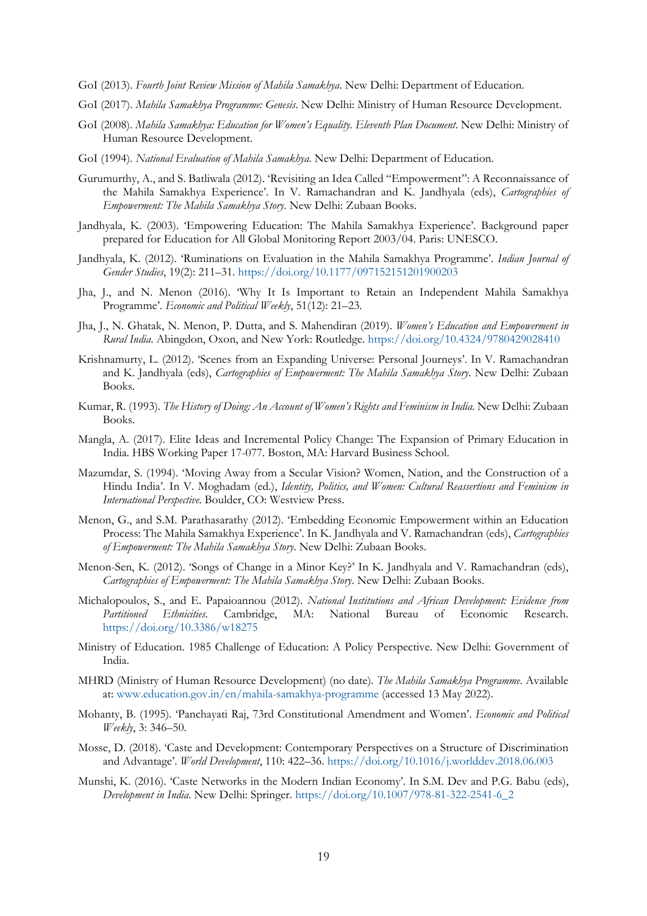GoI (2013). *Fourth Joint Review Mission of Mahila Samakhya*. New Delhi: Department of Education.

GoI (2017). *Mahila Samakhya Programme: Genesis*. New Delhi: Ministry of Human Resource Development.

GoI (2008). *Mahila Samakhya: Education for Women's Equality. Eleventh Plan Document*. New Delhi: Ministry of Human Resource Development.

GoI (1994). *National Evaluation of Mahila Samakhya*. New Delhi: Department of Education.

Gurumurthy, A., and S. Batliwala (2012). 'Revisiting an Idea Called "Empowerment": A Reconnaissance of the Mahila Samakhya Experience'. In V. Ramachandran and K. Jandhyala (eds), *Cartographies of Empowerment: The Mahila Samakhya Story*. New Delhi: Zubaan Books.

Jandhyala, K. (2003). 'Empowering Education: The Mahila Samakhya Experience'. Background paper prepared for Education for All Global Monitoring Report 2003/04. Paris: UNESCO.

Jandhyala, K. (2012). 'Ruminations on Evaluation in the Mahila Samakhya Programme'. *Indian Journal of Gender Studies*, 19(2): 211–31. https://doi.org/10.1177/097152151201900203

Jha, J., and N. Menon (2016). 'Why It Is Important to Retain an Independent Mahila Samakhya Programme'. *Economic and Political Weekly*, 51(12): 21–23.

Jha, J., N. Ghatak, N. Menon, P. Dutta, and S. Mahendiran (2019). *Women's Education and Empowerment in Rural India*. Abingdon, Oxon, and New York: Routledge. https://doi.org/10.4324/9780429028410

Krishnamurty, L. (2012). 'Scenes from an Expanding Universe: Personal Journeys'. In V. Ramachandran and K. Jandhyala (eds), *Cartographies of Empowerment: The Mahila Samakhya Story*. New Delhi: Zubaan Books.

Kumar, R. (1993). *The History of Doing: An Account of Women's Rights and Feminism in India*. New Delhi: Zubaan Books.

Mangla, A. (2017). Elite Ideas and Incremental Policy Change: The Expansion of Primary Education in India. HBS Working Paper 17-077. Boston, MA: Harvard Business School.

Mazumdar, S. (1994). 'Moving Away from a Secular Vision? Women, Nation, and the Construction of a Hindu India'. In V. Moghadam (ed.), *Identity, Politics, and Women: Cultural Reassertions and Feminism in International Perspective*. Boulder, CO: Westview Press.

Menon, G., and S.M. Parathasarathy (2012). 'Embedding Economic Empowerment within an Education Process: The Mahila Samakhya Experience'. In K. Jandhyala and V. Ramachandran (eds), *Cartographies of Empowerment: The Mahila Samakhya Story*. New Delhi: Zubaan Books.

Menon-Sen, K. (2012). 'Songs of Change in a Minor Key?' In K. Jandhyala and V. Ramachandran (eds), *Cartographies of Empowerment: The Mahila Samakhya Story*. New Delhi: Zubaan Books.

Michalopoulos, S., and E. Papaioannou (2012). *National Institutions and African Development: Evidence from Partitioned Ethnicities*. Cambridge, MA: National Bureau of Economic Research. https://doi.org/10.3386/w18275

Ministry of Education. 1985 Challenge of Education: A Policy Perspective. New Delhi: Government of India.

MHRD (Ministry of Human Resource Development) (no date). *The Mahila Samakhya Programme*. Available at: www.education.gov.in/en/mahila-samakhya-programme (accessed 13 May 2022).

Mohanty, B. (1995). 'Panchayati Raj, 73rd Constitutional Amendment and Women'. *Economic and Political Weekly*, 3: 346–50.

Mosse, D. (2018). 'Caste and Development: Contemporary Perspectives on a Structure of Discrimination and Advantage'. *World Development*, 110: 422–36. https://doi.org/10.1016/j.worlddev.2018.06.003

Munshi, K. (2016). 'Caste Networks in the Modern Indian Economy'. In S.M. Dev and P.G. Babu (eds), *Development in India*. New Delhi: Springer. https://doi.org/10.1007/978-81-322-2541-6_2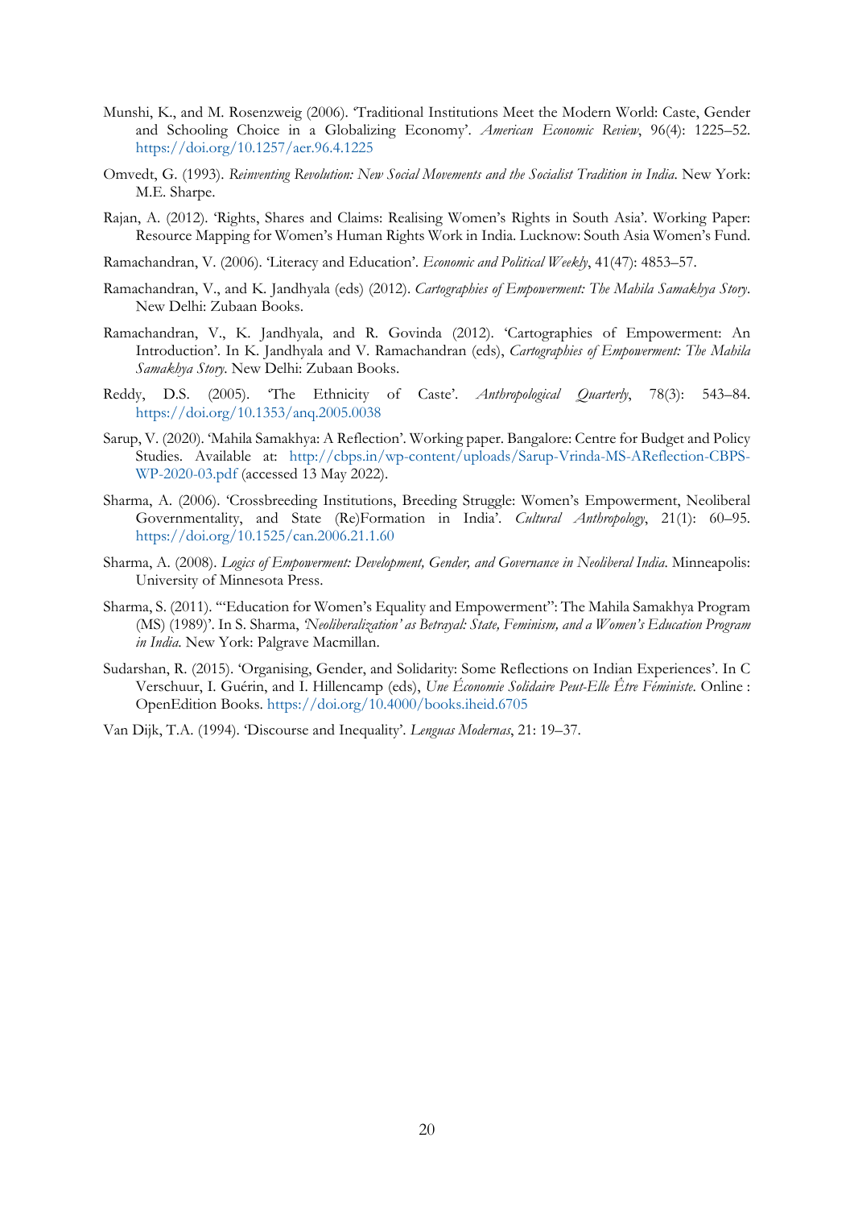Munshi, K., and M. Rosenzweig (2006). 'Traditional Institutions Meet the Modern World: Caste, Gender and Schooling Choice in a Globalizing Economy'. *American Economic Review*, 96(4): 1225–52. https://doi.org/10.1257/aer.96.4.1225

Omvedt, G. (1993). *Reinventing Revolution: New Social Movements and the Socialist Tradition in India*. New York: M.E. Sharpe.

Rajan, A. (2012). 'Rights, Shares and Claims: Realising Women's Rights in South Asia'. Working Paper: Resource Mapping for Women's Human Rights Work in India. Lucknow: South Asia Women's Fund.

Ramachandran, V. (2006). 'Literacy and Education'. *Economic and Political Weekly*, 41(47): 4853–57.

Ramachandran, V., and K. Jandhyala (eds) (2012). *Cartographies of Empowerment: The Mahila Samakhya Story*. New Delhi: Zubaan Books.

Ramachandran, V., K. Jandhyala, and R. Govinda (2012). 'Cartographies of Empowerment: An Introduction'. In K. Jandhyala and V. Ramachandran (eds), *Cartographies of Empowerment: The Mahila Samakhya Story*. New Delhi: Zubaan Books.

Reddy, D.S. (2005). 'The Ethnicity of Caste'. *Anthropological Quarterly*, 78(3): 543–84. https://doi.org/10.1353/anq.2005.0038

Sarup, V. (2020). 'Mahila Samakhya: A Reflection'. Working paper. Bangalore: Centre for Budget and Policy Studies. Available at: http://cbps.in/wp-content/uploads/Sarup-Vrinda-MS-AReflection-CBPS-WP-2020-03.pdf (accessed 13 May 2022).

Sharma, A. (2006). 'Crossbreeding Institutions, Breeding Struggle: Women's Empowerment, Neoliberal Governmentality, and State (Re)Formation in India'. *Cultural Anthropology*, 21(1): 60–95. https://doi.org/10.1525/can.2006.21.1.60

Sharma, A. (2008). *Logics of Empowerment: Development, Gender, and Governance in Neoliberal India*. Minneapolis: University of Minnesota Press.

Sharma, S. (2011). '"Education for Women's Equality and Empowerment": The Mahila Samakhya Program (MS) (1989)'. In S. Sharma, *'Neoliberalization' as Betrayal: State, Feminism, and a Women's Education Program in India*. New York: Palgrave Macmillan.

Sudarshan, R. (2015). 'Organising, Gender, and Solidarity: Some Reflections on Indian Experiences'. In C Verschuur, I. Guérin, and I. Hillencamp (eds), *Une Économie Solidaire Peut-Elle Être Féministe*. Online : OpenEdition Books. https://doi.org/10.4000/books.iheid.6705

Van Dijk, T.A. (1994). 'Discourse and Inequality'. *Lenguas Modernas*, 21: 19–37.